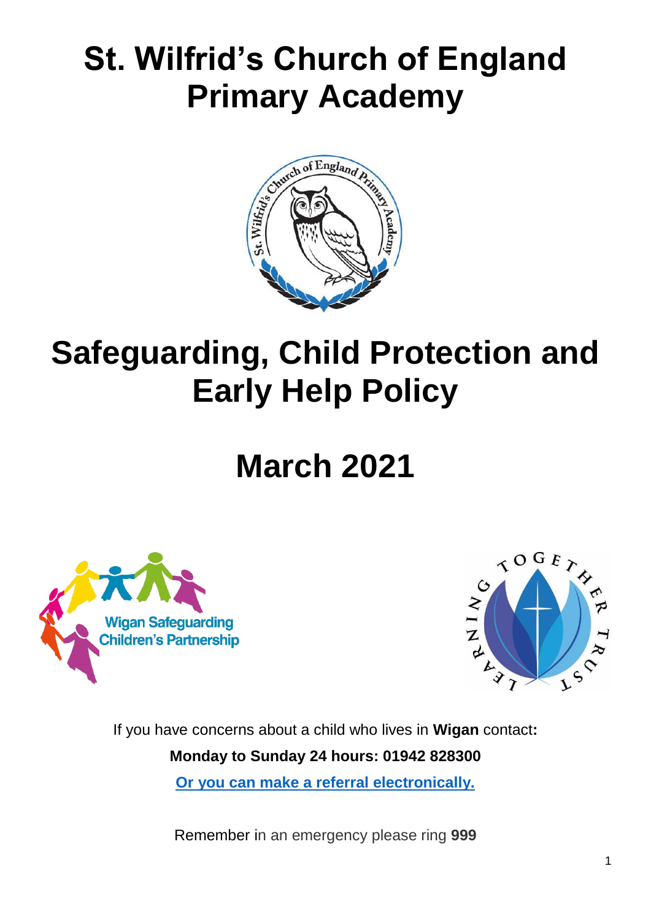# St. Wilfrid's Church of England Primary Academy

# Safeguarding, Child Protection and Early Help Policy

# March 2021

If you have concerns about a child who lives in **Wigan** contact**:**

**Monday to Sunday 24 hours: 01942 828300**

**Or you can make a referral electronically.**

Remember in an emergency please ring **999**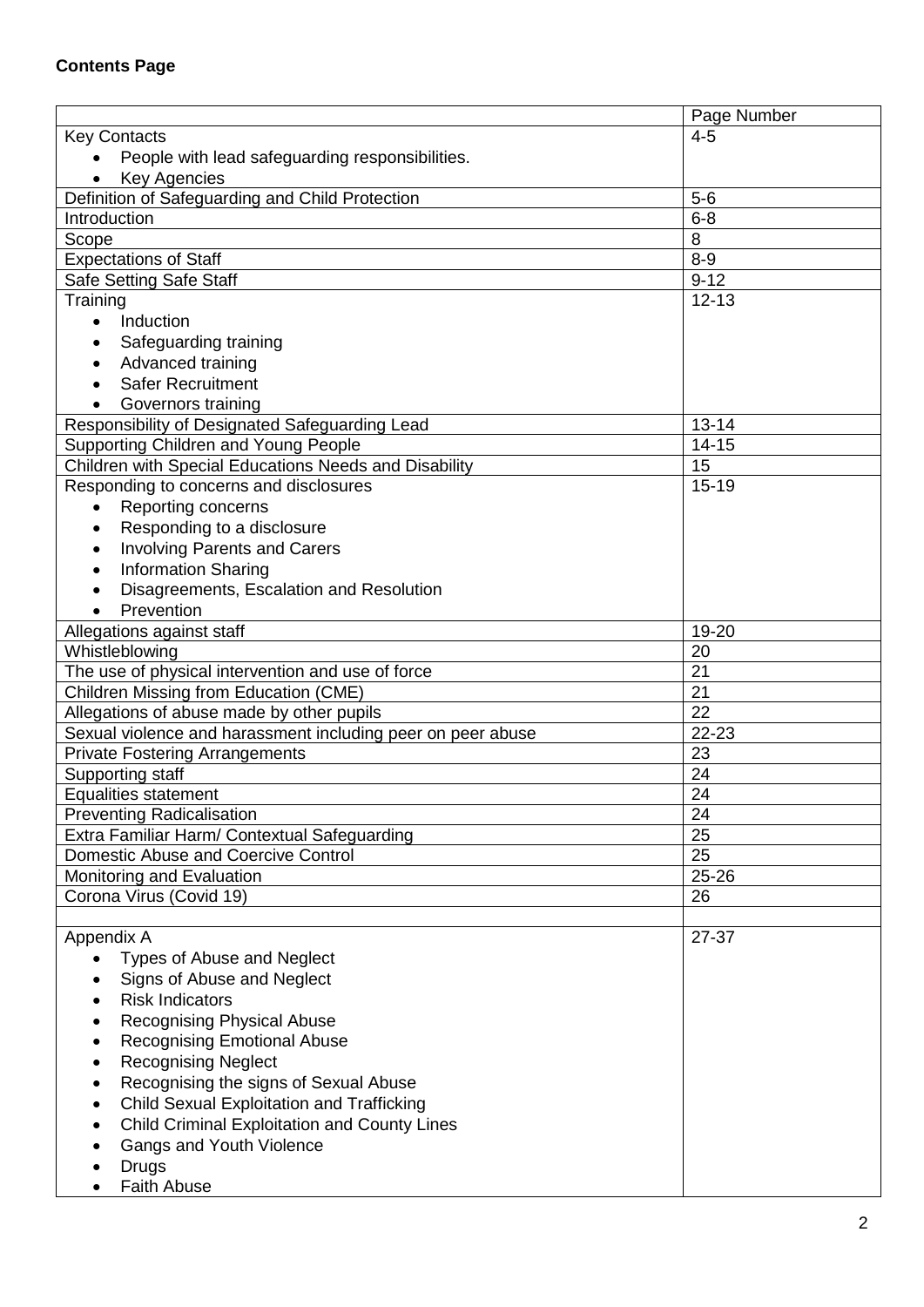**Contents Page**

| | Page Number |
|---|---|
| Key Contacts<br>• People with lead safeguarding responsibilities.<br>• Key Agencies | 4-5 |
| Definition of Safeguarding and Child Protection | 5-6 |
| Introduction | 6-8 |
| Scope | 8 |
| Expectations of Staff | 8-9 |
| Safe Setting Safe Staff | 9-12 |
| Training<br>• Induction<br>• Safeguarding training<br>• Advanced training<br>• Safer Recruitment<br>• Governors training | 12-13 |
| Responsibility of Designated Safeguarding Lead | 13-14 |
| Supporting Children and Young People | 14-15 |
| Children with Special Educations Needs and Disability | 15 |
| Responding to concerns and disclosures<br>• Reporting concerns<br>• Responding to a disclosure<br>• Involving Parents and Carers<br>• Information Sharing<br>• Disagreements, Escalation and Resolution<br>• Prevention | 15-19 |
| Allegations against staff | 19-20 |
| Whistleblowing | 20 |
| The use of physical intervention and use of force | 21 |
| Children Missing from Education (CME) | 21 |
| Allegations of abuse made by other pupils | 22 |
| Sexual violence and harassment including peer on peer abuse | 22-23 |
| Private Fostering Arrangements | 23 |
| Supporting staff | 24 |
| Equalities statement | 24 |
| Preventing Radicalisation | 24 |
| Extra Familiar Harm/ Contextual Safeguarding | 25 |
| Domestic Abuse and Coercive Control | 25 |
| Monitoring and Evaluation | 25-26 |
| Corona Virus (Covid 19) | 26 |
| | |
| Appendix A<br>• Types of Abuse and Neglect<br>• Signs of Abuse and Neglect<br>• Risk Indicators<br>• Recognising Physical Abuse<br>• Recognising Emotional Abuse<br>• Recognising Neglect<br>• Recognising the signs of Sexual Abuse<br>• Child Sexual Exploitation and Trafficking<br>• Child Criminal Exploitation and County Lines<br>• Gangs and Youth Violence<br>• Drugs<br>• Faith Abuse | 27-37 |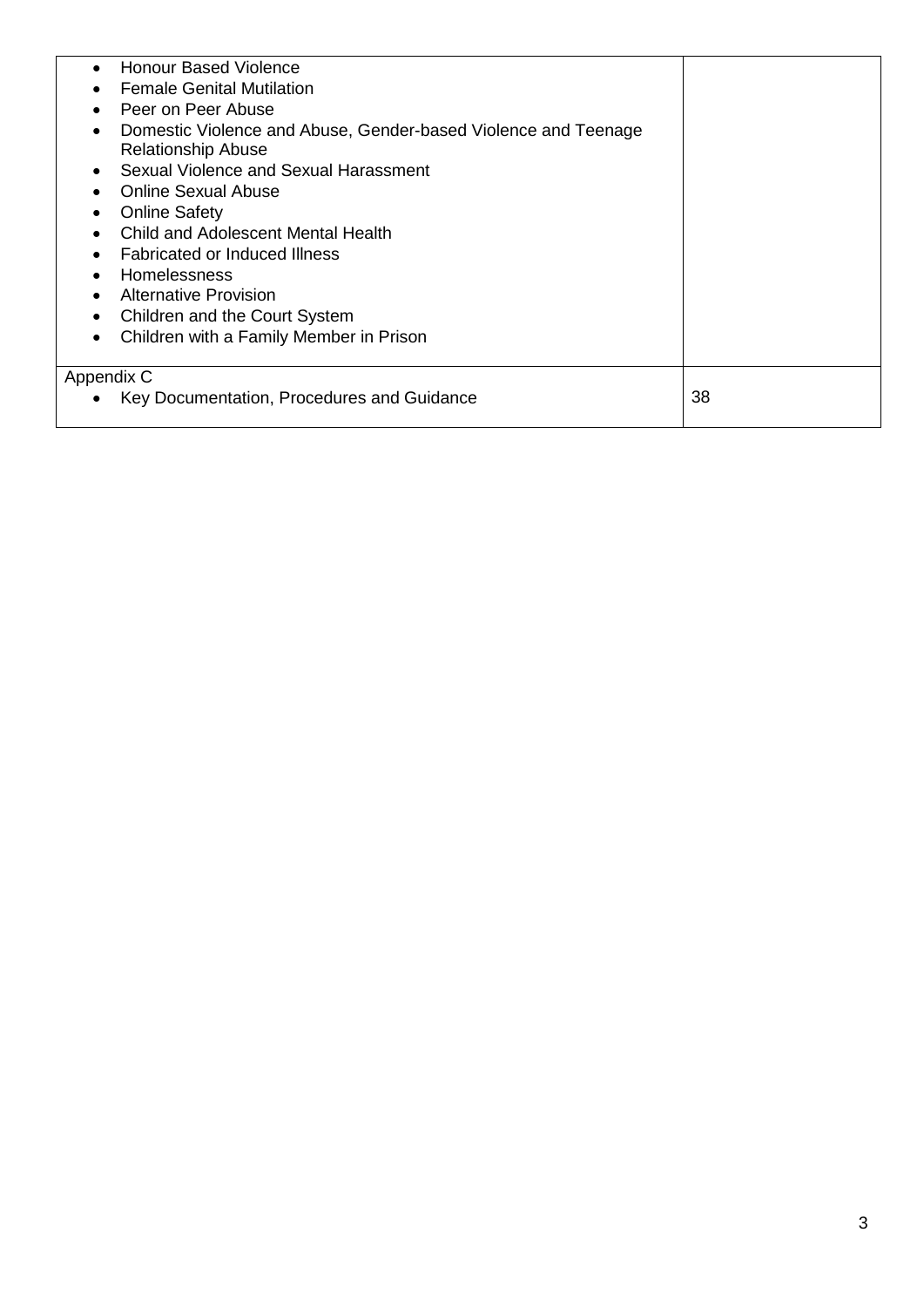| | |
|---|---|
| • Honour Based Violence<br>• Female Genital Mutilation<br>• Peer on Peer Abuse<br>• Domestic Violence and Abuse, Gender-based Violence and Teenage Relationship Abuse<br>• Sexual Violence and Sexual Harassment<br>• Online Sexual Abuse<br>• Online Safety<br>• Child and Adolescent Mental Health<br>• Fabricated or Induced Illness<br>• Homelessness<br>• Alternative Provision<br>• Children and the Court System<br>• Children with a Family Member in Prison | |
| Appendix C<br>• Key Documentation, Procedures and Guidance | 38 |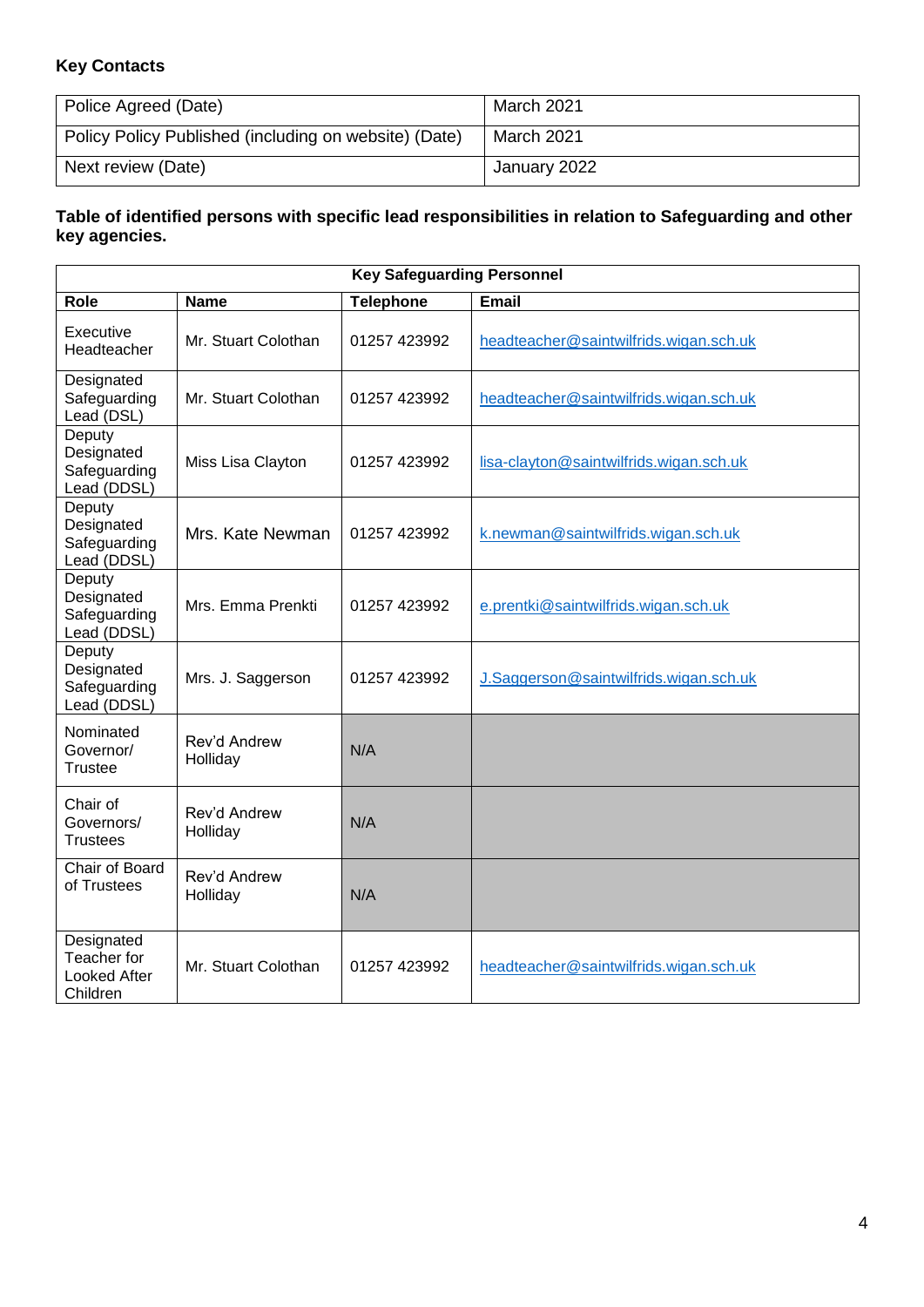**Key Contacts**

| Police Agreed (Date) | March 2021 |
|---|---|
| Policy Policy Published (including on website) (Date) | March 2021 |
| Next review (Date) | January 2022 |

**Table of identified persons with specific lead responsibilities in relation to Safeguarding and other key agencies.**

| **Key Safeguarding Personnel** | | | |
|---|---|---|---|
| **Role** | **Name** | **Telephone** | **Email** |
| Executive Headteacher | Mr. Stuart Colothan | 01257 423992 | headteacher@saintwilfrids.wigan.sch.uk |
| Designated Safeguarding Lead (DSL) | Mr. Stuart Colothan | 01257 423992 | headteacher@saintwilfrids.wigan.sch.uk |
| Deputy Designated Safeguarding Lead (DDSL) | Miss Lisa Clayton | 01257 423992 | lisa-clayton@saintwilfrids.wigan.sch.uk |
| Deputy Designated Safeguarding Lead (DDSL) | Mrs. Kate Newman | 01257 423992 | k.newman@saintwilfrids.wigan.sch.uk |
| Deputy Designated Safeguarding Lead (DDSL) | Mrs. Emma Prenkti | 01257 423992 | e.prentki@saintwilfrids.wigan.sch.uk |
| Deputy Designated Safeguarding Lead (DDSL) | Mrs. J. Saggerson | 01257 423992 | J.Saggerson@saintwilfrids.wigan.sch.uk |
| Nominated Governor/ Trustee | Rev'd Andrew Holliday | N/A | |
| Chair of Governors/ Trustees | Rev'd Andrew Holliday | N/A | |
| Chair of Board of Trustees | Rev'd Andrew Holliday | N/A | |
| Designated Teacher for Looked After Children | Mr. Stuart Colothan | 01257 423992 | headteacher@saintwilfrids.wigan.sch.uk |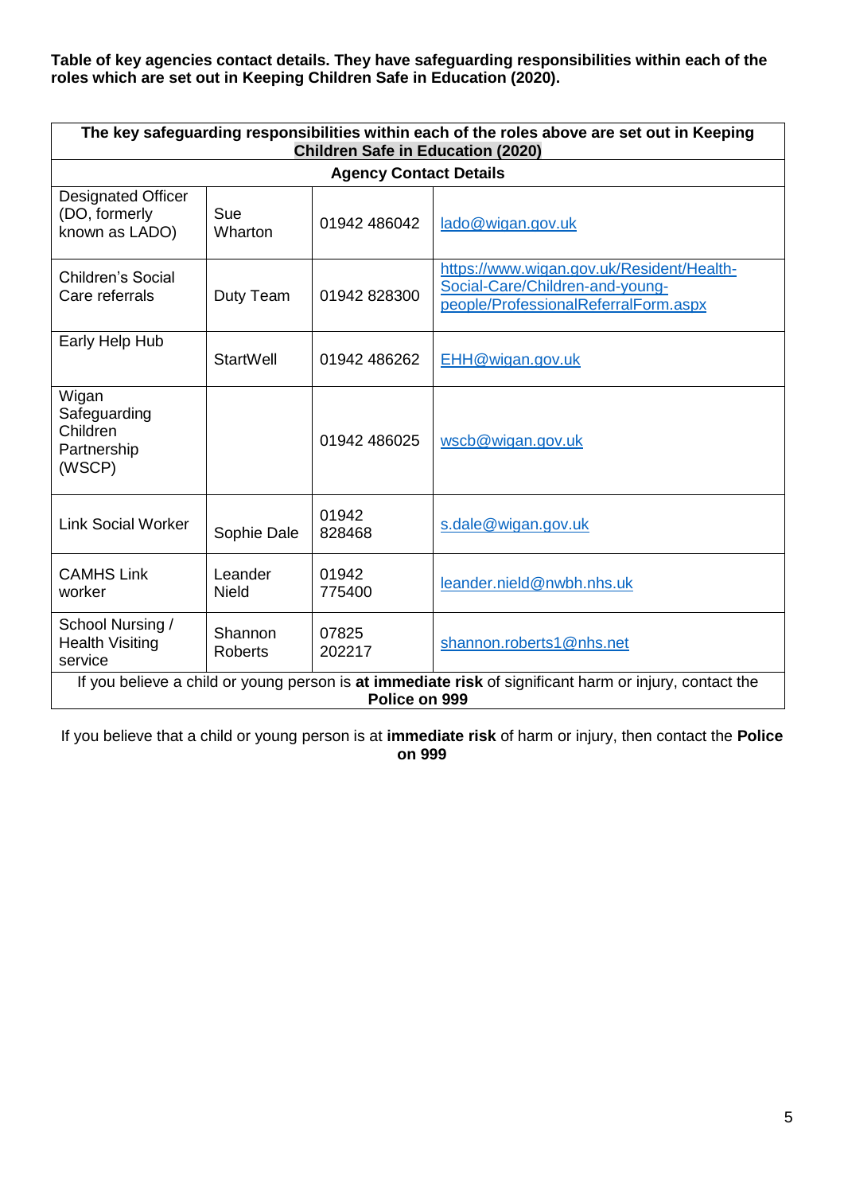**Table of key agencies contact details. They have safeguarding responsibilities within each of the roles which are set out in Keeping Children Safe in Education (2020).**

| **The key safeguarding responsibilities within each of the roles above are set out in Keeping Children Safe in Education (2020)** | | | |
|---|---|---|---|
| **Agency Contact Details** | | | |
| Designated Officer (DO, formerly known as LADO) | Sue Wharton | 01942 486042 | lado@wigan.gov.uk |
| Children's Social Care referrals | Duty Team | 01942 828300 | https://www.wigan.gov.uk/Resident/Health-Social-Care/Children-and-young-people/ProfessionalReferralForm.aspx |
| Early Help Hub | StartWell | 01942 486262 | EHH@wigan.gov.uk |
| Wigan Safeguarding Children Partnership (WSCP) | | 01942 486025 | wscb@wigan.gov.uk |
| Link Social Worker | Sophie Dale | 01942 828468 | s.dale@wigan.gov.uk |
| CAMHS Link worker | Leander Nield | 01942 775400 | leander.nield@nwbh.nhs.uk |
| School Nursing / Health Visiting service | Shannon Roberts | 07825 202217 | shannon.roberts1@nhs.net |
| If you believe a child or young person is **at immediate risk** of significant harm or injury, contact the **Police on 999** | | | |

If you believe that a child or young person is at **immediate risk** of harm or injury, then contact the **Police on 999**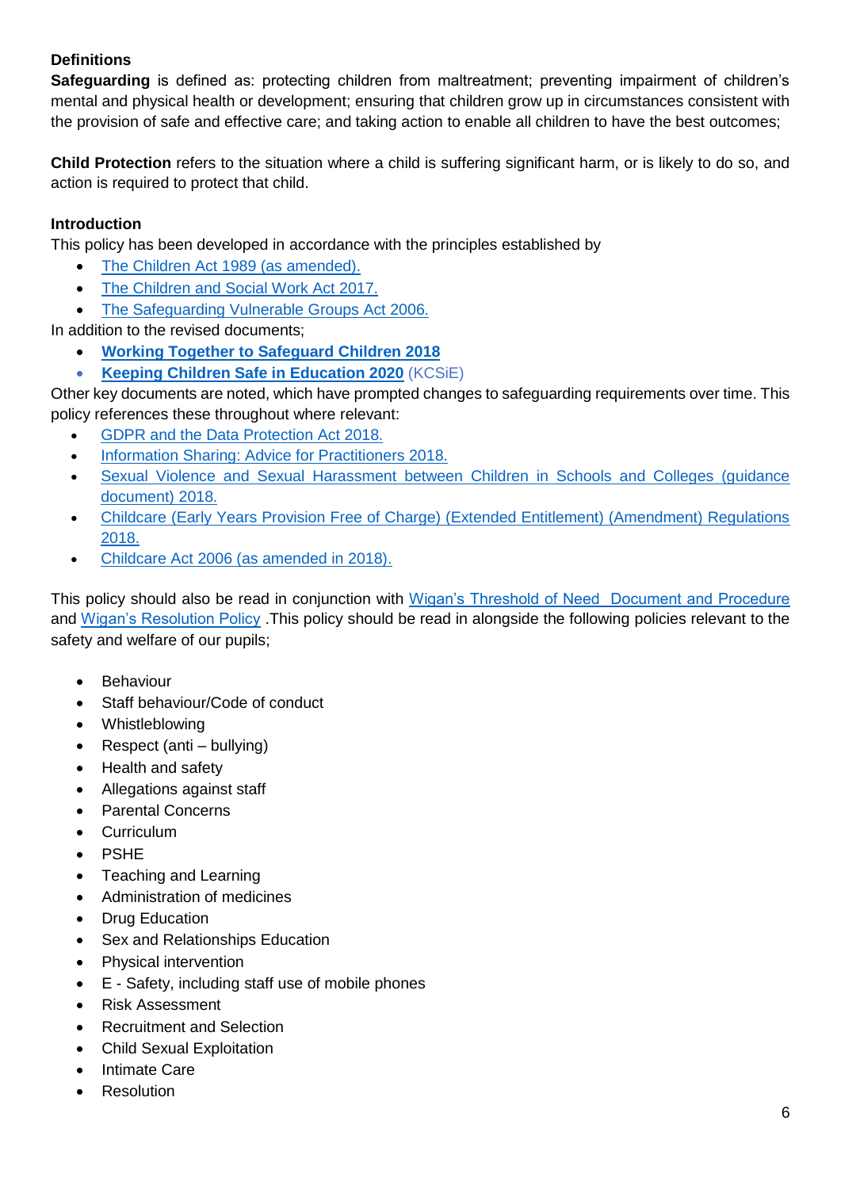## Definitions

**Safeguarding** is defined as: protecting children from maltreatment; preventing impairment of children's mental and physical health or development; ensuring that children grow up in circumstances consistent with the provision of safe and effective care; and taking action to enable all children to have the best outcomes;

**Child Protection** refers to the situation where a child is suffering significant harm, or is likely to do so, and action is required to protect that child.

## Introduction

This policy has been developed in accordance with the principles established by

- The Children Act 1989 (as amended).
- The Children and Social Work Act 2017.
- The Safeguarding Vulnerable Groups Act 2006.

In addition to the revised documents;

- **Working Together to Safeguard Children 2018**
- **Keeping Children Safe in Education 2020** (KCSiE)

Other key documents are noted, which have prompted changes to safeguarding requirements over time. This policy references these throughout where relevant:

- GDPR and the Data Protection Act 2018.
- Information Sharing: Advice for Practitioners 2018.
- Sexual Violence and Sexual Harassment between Children in Schools and Colleges (guidance document) 2018.
- Childcare (Early Years Provision Free of Charge) (Extended Entitlement) (Amendment) Regulations 2018.
- Childcare Act 2006 (as amended in 2018).

This policy should also be read in conjunction with Wigan's Threshold of Need  Document and Procedure and Wigan's Resolution Policy .This policy should be read in alongside the following policies relevant to the safety and welfare of our pupils;

- Behaviour
- Staff behaviour/Code of conduct
- Whistleblowing
- Respect (anti – bullying)
- Health and safety
- Allegations against staff
- Parental Concerns
- Curriculum
- PSHE
- Teaching and Learning
- Administration of medicines
- Drug Education
- Sex and Relationships Education
- Physical intervention
- E - Safety, including staff use of mobile phones
- Risk Assessment
- Recruitment and Selection
- Child Sexual Exploitation
- Intimate Care
- Resolution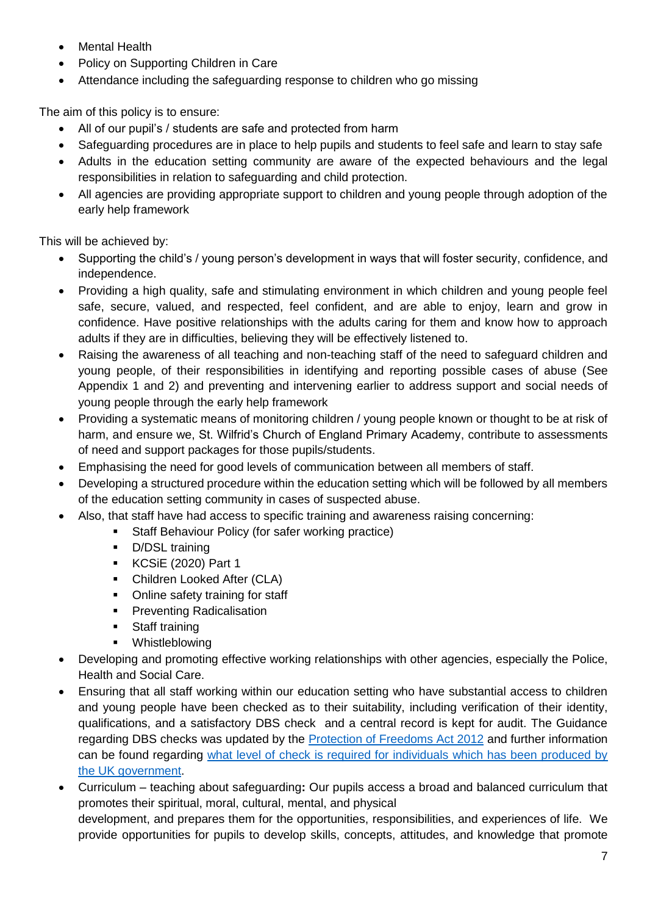- Mental Health
- Policy on Supporting Children in Care
- Attendance including the safeguarding response to children who go missing

The aim of this policy is to ensure:

- All of our pupil's / students are safe and protected from harm
- Safeguarding procedures are in place to help pupils and students to feel safe and learn to stay safe
- Adults in the education setting community are aware of the expected behaviours and the legal responsibilities in relation to safeguarding and child protection.
- All agencies are providing appropriate support to children and young people through adoption of the early help framework

This will be achieved by:

- Supporting the child's / young person's development in ways that will foster security, confidence, and independence.
- Providing a high quality, safe and stimulating environment in which children and young people feel safe, secure, valued, and respected, feel confident, and are able to enjoy, learn and grow in confidence. Have positive relationships with the adults caring for them and know how to approach adults if they are in difficulties, believing they will be effectively listened to.
- Raising the awareness of all teaching and non-teaching staff of the need to safeguard children and young people, of their responsibilities in identifying and reporting possible cases of abuse (See Appendix 1 and 2) and preventing and intervening earlier to address support and social needs of young people through the early help framework
- Providing a systematic means of monitoring children / young people known or thought to be at risk of harm, and ensure we, St. Wilfrid's Church of England Primary Academy, contribute to assessments of need and support packages for those pupils/students.
- Emphasising the need for good levels of communication between all members of staff.
- Developing a structured procedure within the education setting which will be followed by all members of the education setting community in cases of suspected abuse.
- Also, that staff have had access to specific training and awareness raising concerning:
    - Staff Behaviour Policy (for safer working practice)
    - D/DSL training
    - KCSiE (2020) Part 1
    - Children Looked After (CLA)
    - Online safety training for staff
    - Preventing Radicalisation
    - Staff training
    - Whistleblowing
- Developing and promoting effective working relationships with other agencies, especially the Police, Health and Social Care.
- Ensuring that all staff working within our education setting who have substantial access to children and young people have been checked as to their suitability, including verification of their identity, qualifications, and a satisfactory DBS check and a central record is kept for audit. The Guidance regarding DBS checks was updated by the [Protection of Freedoms Act 2012]() and further information can be found regarding [what level of check is required for individuals which has been produced by the UK government]().
- Curriculum – teaching about safeguarding**:** Our pupils access a broad and balanced curriculum that promotes their spiritual, moral, cultural, mental, and physical development, and prepares them for the opportunities, responsibilities, and experiences of life. We provide opportunities for pupils to develop skills, concepts, attitudes, and knowledge that promote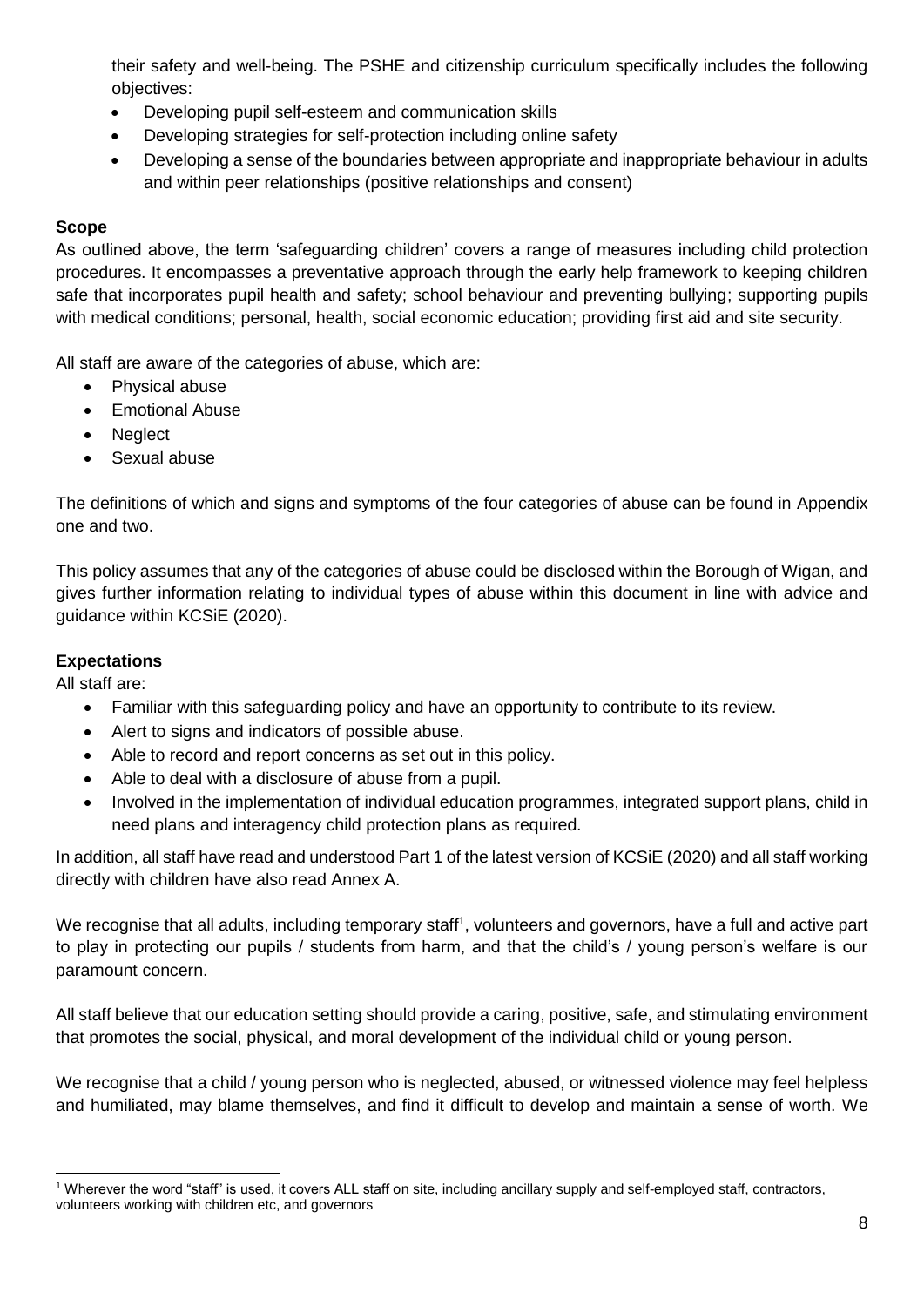their safety and well-being. The PSHE and citizenship curriculum specifically includes the following objectives:

- Developing pupil self-esteem and communication skills
- Developing strategies for self-protection including online safety
- Developing a sense of the boundaries between appropriate and inappropriate behaviour in adults and within peer relationships (positive relationships and consent)

**Scope**

As outlined above, the term 'safeguarding children' covers a range of measures including child protection procedures. It encompasses a preventative approach through the early help framework to keeping children safe that incorporates pupil health and safety; school behaviour and preventing bullying; supporting pupils with medical conditions; personal, health, social economic education; providing first aid and site security.

All staff are aware of the categories of abuse, which are:

- Physical abuse
- Emotional Abuse
- Neglect
- Sexual abuse

The definitions of which and signs and symptoms of the four categories of abuse can be found in Appendix one and two.

This policy assumes that any of the categories of abuse could be disclosed within the Borough of Wigan, and gives further information relating to individual types of abuse within this document in line with advice and guidance within KCSiE (2020).

**Expectations**

All staff are:

- Familiar with this safeguarding policy and have an opportunity to contribute to its review.
- Alert to signs and indicators of possible abuse.
- Able to record and report concerns as set out in this policy.
- Able to deal with a disclosure of abuse from a pupil.
- Involved in the implementation of individual education programmes, integrated support plans, child in need plans and interagency child protection plans as required.

In addition, all staff have read and understood Part 1 of the latest version of KCSiE (2020) and all staff working directly with children have also read Annex A.

We recognise that all adults, including temporary staff[1], volunteers and governors, have a full and active part to play in protecting our pupils / students from harm, and that the child's / young person's welfare is our paramount concern.

All staff believe that our education setting should provide a caring, positive, safe, and stimulating environment that promotes the social, physical, and moral development of the individual child or young person.

We recognise that a child / young person who is neglected, abused, or witnessed violence may feel helpless and humiliated, may blame themselves, and find it difficult to develop and maintain a sense of worth. We

[1] Wherever the word "staff" is used, it covers ALL staff on site, including ancillary supply and self-employed staff, contractors, volunteers working with children etc, and governors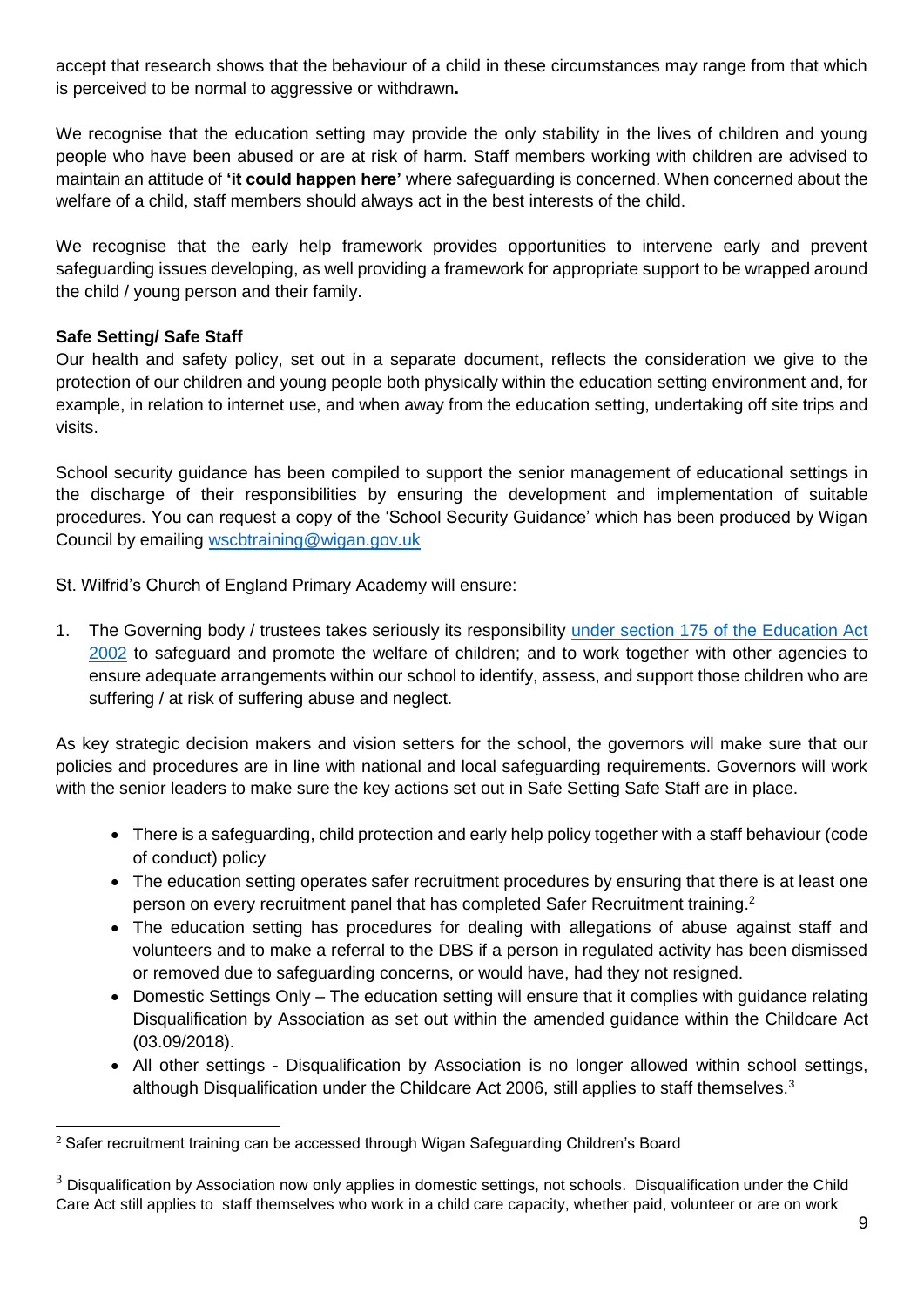accept that research shows that the behaviour of a child in these circumstances may range from that which is perceived to be normal to aggressive or withdrawn**.**

We recognise that the education setting may provide the only stability in the lives of children and young people who have been abused or are at risk of harm. Staff members working with children are advised to maintain an attitude of **'it could happen here'** where safeguarding is concerned. When concerned about the welfare of a child, staff members should always act in the best interests of the child.

We recognise that the early help framework provides opportunities to intervene early and prevent safeguarding issues developing, as well providing a framework for appropriate support to be wrapped around the child / young person and their family.

**Safe Setting/ Safe Staff**

Our health and safety policy, set out in a separate document, reflects the consideration we give to the protection of our children and young people both physically within the education setting environment and, for example, in relation to internet use, and when away from the education setting, undertaking off site trips and visits.

School security guidance has been compiled to support the senior management of educational settings in the discharge of their responsibilities by ensuring the development and implementation of suitable procedures. You can request a copy of the 'School Security Guidance' which has been produced by Wigan Council by emailing [wscbtraining@wigan.gov.uk](mailto:wscbtraining@wigan.gov.uk)

St. Wilfrid's Church of England Primary Academy will ensure:

1. The Governing body / trustees takes seriously its responsibility [under section 175 of the Education Act 2002](#) to safeguard and promote the welfare of children; and to work together with other agencies to ensure adequate arrangements within our school to identify, assess, and support those children who are suffering / at risk of suffering abuse and neglect.

As key strategic decision makers and vision setters for the school, the governors will make sure that our policies and procedures are in line with national and local safeguarding requirements. Governors will work with the senior leaders to make sure the key actions set out in Safe Setting Safe Staff are in place.

- There is a safeguarding, child protection and early help policy together with a staff behaviour (code of conduct) policy
- The education setting operates safer recruitment procedures by ensuring that there is at least one person on every recruitment panel that has completed Safer Recruitment training.[2]
- The education setting has procedures for dealing with allegations of abuse against staff and volunteers and to make a referral to the DBS if a person in regulated activity has been dismissed or removed due to safeguarding concerns, or would have, had they not resigned.
- Domestic Settings Only – The education setting will ensure that it complies with guidance relating Disqualification by Association as set out within the amended guidance within the Childcare Act (03.09/2018).
- All other settings - Disqualification by Association is no longer allowed within school settings, although Disqualification under the Childcare Act 2006, still applies to staff themselves.[3]

[2] Safer recruitment training can be accessed through Wigan Safeguarding Children's Board

[3] Disqualification by Association now only applies in domestic settings, not schools. Disqualification under the Child Care Act still applies to staff themselves who work in a child care capacity, whether paid, volunteer or are on work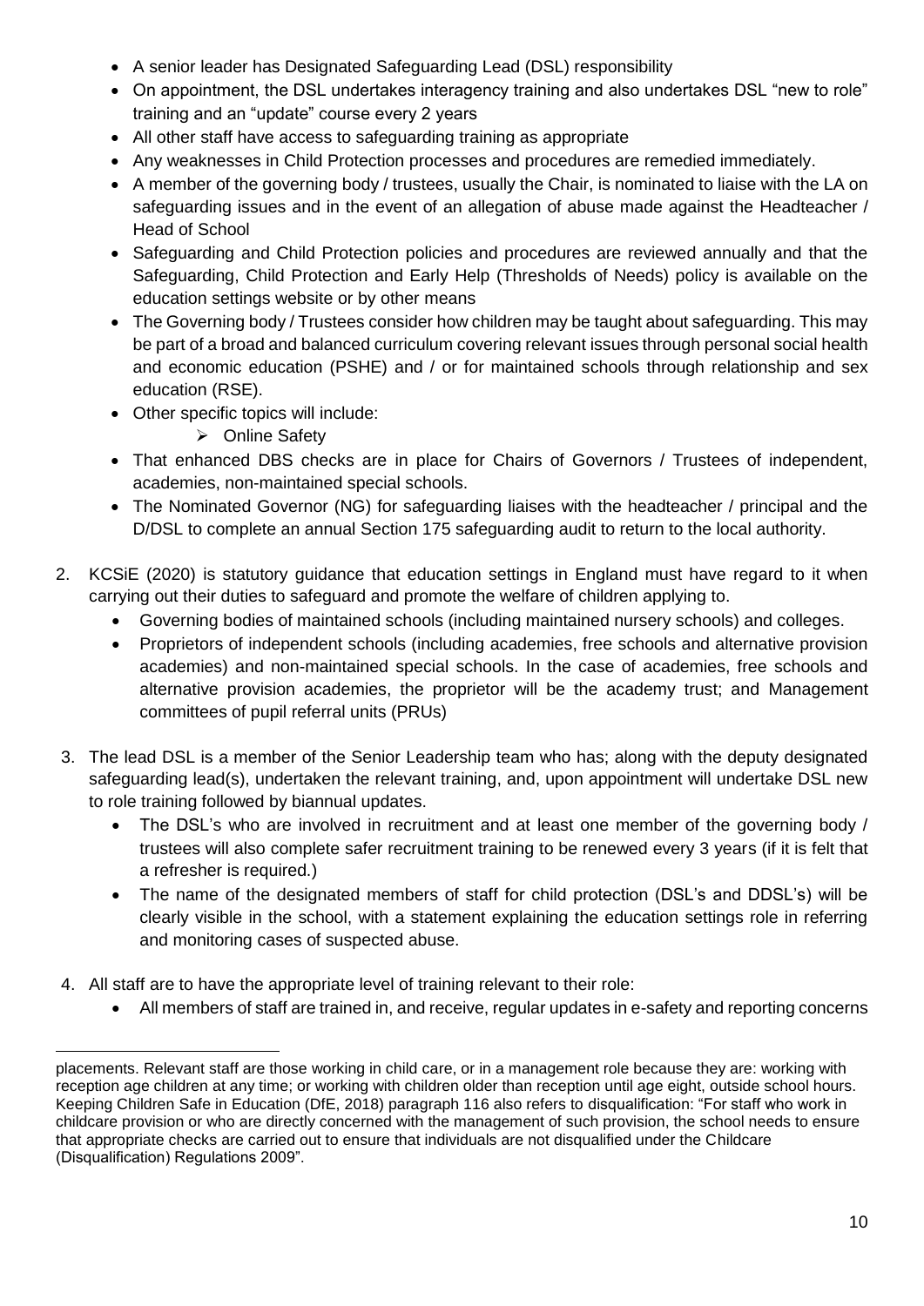- A senior leader has Designated Safeguarding Lead (DSL) responsibility
- On appointment, the DSL undertakes interagency training and also undertakes DSL "new to role" training and an "update" course every 2 years
- All other staff have access to safeguarding training as appropriate
- Any weaknesses in Child Protection processes and procedures are remedied immediately.
- A member of the governing body / trustees, usually the Chair, is nominated to liaise with the LA on safeguarding issues and in the event of an allegation of abuse made against the Headteacher / Head of School
- Safeguarding and Child Protection policies and procedures are reviewed annually and that the Safeguarding, Child Protection and Early Help (Thresholds of Needs) policy is available on the education settings website or by other means
- The Governing body / Trustees consider how children may be taught about safeguarding. This may be part of a broad and balanced curriculum covering relevant issues through personal social health and economic education (PSHE) and / or for maintained schools through relationship and sex education (RSE).
- Other specific topics will include:
  - Online Safety
- That enhanced DBS checks are in place for Chairs of Governors / Trustees of independent, academies, non-maintained special schools.
- The Nominated Governor (NG) for safeguarding liaises with the headteacher / principal and the D/DSL to complete an annual Section 175 safeguarding audit to return to the local authority.

2. KCSiE (2020) is statutory guidance that education settings in England must have regard to it when carrying out their duties to safeguard and promote the welfare of children applying to.
   - Governing bodies of maintained schools (including maintained nursery schools) and colleges.
   - Proprietors of independent schools (including academies, free schools and alternative provision academies) and non-maintained special schools. In the case of academies, free schools and alternative provision academies, the proprietor will be the academy trust; and Management committees of pupil referral units (PRUs)

3. The lead DSL is a member of the Senior Leadership team who has; along with the deputy designated safeguarding lead(s), undertaken the relevant training, and, upon appointment will undertake DSL new to role training followed by biannual updates.
   - The DSL's who are involved in recruitment and at least one member of the governing body / trustees will also complete safer recruitment training to be renewed every 3 years (if it is felt that a refresher is required.)
   - The name of the designated members of staff for child protection (DSL's and DDSL's) will be clearly visible in the school, with a statement explaining the education settings role in referring and monitoring cases of suspected abuse.

4. All staff are to have the appropriate level of training relevant to their role:
   - All members of staff are trained in, and receive, regular updates in e-safety and reporting concerns

---

placements. Relevant staff are those working in child care, or in a management role because they are: working with reception age children at any time; or working with children older than reception until age eight, outside school hours. Keeping Children Safe in Education (DfE, 2018) paragraph 116 also refers to disqualification: "For staff who work in childcare provision or who are directly concerned with the management of such provision, the school needs to ensure that appropriate checks are carried out to ensure that individuals are not disqualified under the Childcare (Disqualification) Regulations 2009".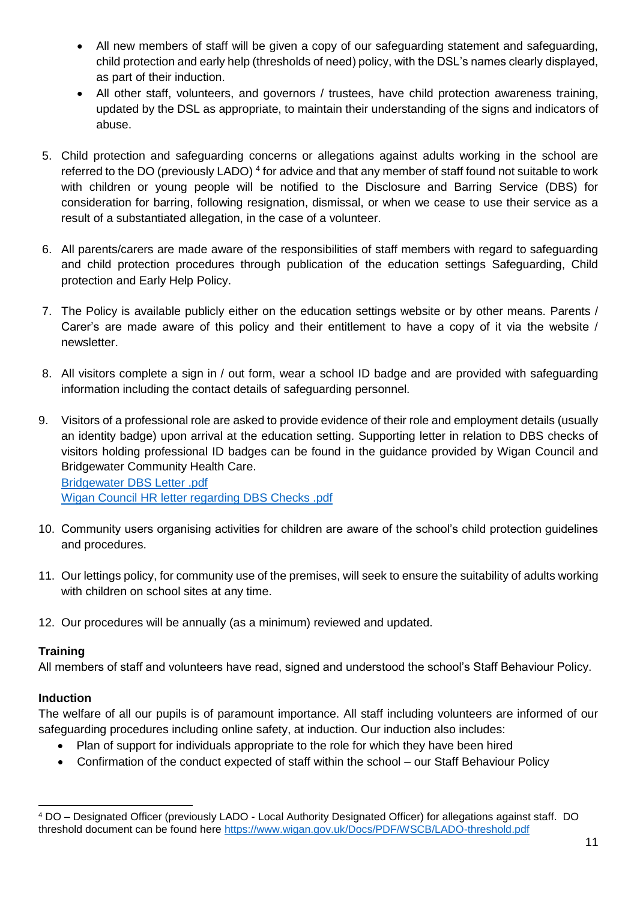- All new members of staff will be given a copy of our safeguarding statement and safeguarding, child protection and early help (thresholds of need) policy, with the DSL's names clearly displayed, as part of their induction.
- All other staff, volunteers, and governors / trustees, have child protection awareness training, updated by the DSL as appropriate, to maintain their understanding of the signs and indicators of abuse.

5. Child protection and safeguarding concerns or allegations against adults working in the school are referred to the DO (previously LADO) [4] for advice and that any member of staff found not suitable to work with children or young people will be notified to the Disclosure and Barring Service (DBS) for consideration for barring, following resignation, dismissal, or when we cease to use their service as a result of a substantiated allegation, in the case of a volunteer.

6. All parents/carers are made aware of the responsibilities of staff members with regard to safeguarding and child protection procedures through publication of the education settings Safeguarding, Child protection and Early Help Policy.

7. The Policy is available publicly either on the education settings website or by other means. Parents / Carer's are made aware of this policy and their entitlement to have a copy of it via the website / newsletter.

8. All visitors complete a sign in / out form, wear a school ID badge and are provided with safeguarding information including the contact details of safeguarding personnel.

9. Visitors of a professional role are asked to provide evidence of their role and employment details (usually an identity badge) upon arrival at the education setting. Supporting letter in relation to DBS checks of visitors holding professional ID badges can be found in the guidance provided by Wigan Council and Bridgewater Community Health Care.
   Bridgewater DBS Letter .pdf
   Wigan Council HR letter regarding DBS Checks .pdf

10. Community users organising activities for children are aware of the school's child protection guidelines and procedures.

11. Our lettings policy, for community use of the premises, will seek to ensure the suitability of adults working with children on school sites at any time.

12. Our procedures will be annually (as a minimum) reviewed and updated.

**Training**

All members of staff and volunteers have read, signed and understood the school's Staff Behaviour Policy.

**Induction**

The welfare of all our pupils is of paramount importance. All staff including volunteers are informed of our safeguarding procedures including online safety, at induction. Our induction also includes:

- Plan of support for individuals appropriate to the role for which they have been hired
- Confirmation of the conduct expected of staff within the school – our Staff Behaviour Policy

[4] DO – Designated Officer (previously LADO - Local Authority Designated Officer) for allegations against staff. DO threshold document can be found here https://www.wigan.gov.uk/Docs/PDF/WSCB/LADO-threshold.pdf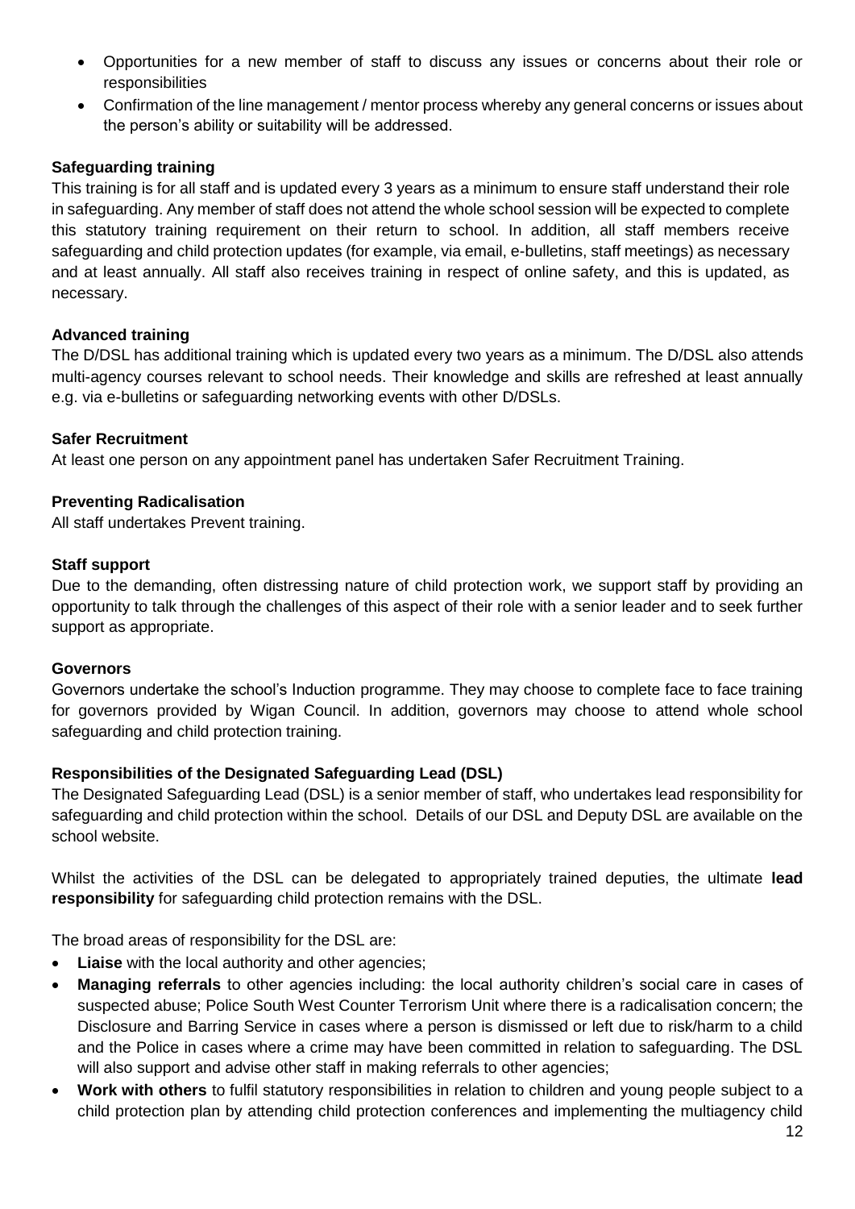- Opportunities for a new member of staff to discuss any issues or concerns about their role or responsibilities
- Confirmation of the line management / mentor process whereby any general concerns or issues about the person's ability or suitability will be addressed.

**Safeguarding training**

This training is for all staff and is updated every 3 years as a minimum to ensure staff understand their role in safeguarding. Any member of staff does not attend the whole school session will be expected to complete this statutory training requirement on their return to school. In addition, all staff members receive safeguarding and child protection updates (for example, via email, e-bulletins, staff meetings) as necessary and at least annually. All staff also receives training in respect of online safety, and this is updated, as necessary.

**Advanced training**

The D/DSL has additional training which is updated every two years as a minimum. The D/DSL also attends multi-agency courses relevant to school needs. Their knowledge and skills are refreshed at least annually e.g. via e-bulletins or safeguarding networking events with other D/DSLs.

**Safer Recruitment**

At least one person on any appointment panel has undertaken Safer Recruitment Training.

**Preventing Radicalisation**

All staff undertakes Prevent training.

**Staff support**

Due to the demanding, often distressing nature of child protection work, we support staff by providing an opportunity to talk through the challenges of this aspect of their role with a senior leader and to seek further support as appropriate.

**Governors**

Governors undertake the school's Induction programme. They may choose to complete face to face training for governors provided by Wigan Council. In addition, governors may choose to attend whole school safeguarding and child protection training.

**Responsibilities of the Designated Safeguarding Lead (DSL)**

The Designated Safeguarding Lead (DSL) is a senior member of staff, who undertakes lead responsibility for safeguarding and child protection within the school. Details of our DSL and Deputy DSL are available on the school website.

Whilst the activities of the DSL can be delegated to appropriately trained deputies, the ultimate **lead responsibility** for safeguarding child protection remains with the DSL.

The broad areas of responsibility for the DSL are:

- **Liaise** with the local authority and other agencies;
- **Managing referrals** to other agencies including: the local authority children's social care in cases of suspected abuse; Police South West Counter Terrorism Unit where there is a radicalisation concern; the Disclosure and Barring Service in cases where a person is dismissed or left due to risk/harm to a child and the Police in cases where a crime may have been committed in relation to safeguarding. The DSL will also support and advise other staff in making referrals to other agencies;
- **Work with others** to fulfil statutory responsibilities in relation to children and young people subject to a child protection plan by attending child protection conferences and implementing the multiagency child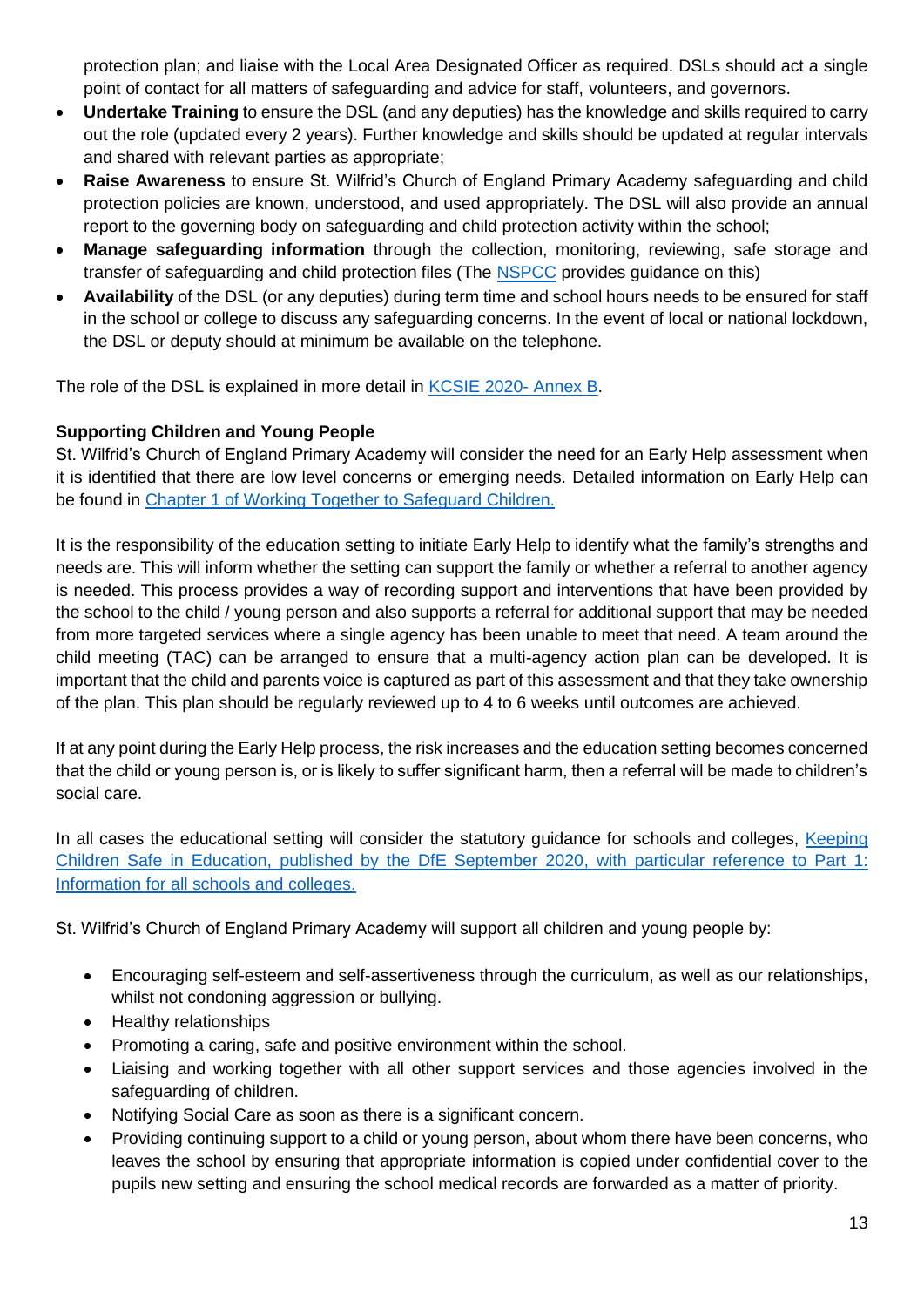protection plan; and liaise with the Local Area Designated Officer as required. DSLs should act a single point of contact for all matters of safeguarding and advice for staff, volunteers, and governors.

- **Undertake Training** to ensure the DSL (and any deputies) has the knowledge and skills required to carry out the role (updated every 2 years). Further knowledge and skills should be updated at regular intervals and shared with relevant parties as appropriate;
- **Raise Awareness** to ensure St. Wilfrid's Church of England Primary Academy safeguarding and child protection policies are known, understood, and used appropriately. The DSL will also provide an annual report to the governing body on safeguarding and child protection activity within the school;
- **Manage safeguarding information** through the collection, monitoring, reviewing, safe storage and transfer of safeguarding and child protection files (The NSPCC provides guidance on this)
- **Availability** of the DSL (or any deputies) during term time and school hours needs to be ensured for staff in the school or college to discuss any safeguarding concerns. In the event of local or national lockdown, the DSL or deputy should at minimum be available on the telephone.

The role of the DSL is explained in more detail in KCSIE 2020- Annex B.

**Supporting Children and Young People**

St. Wilfrid's Church of England Primary Academy will consider the need for an Early Help assessment when it is identified that there are low level concerns or emerging needs. Detailed information on Early Help can be found in Chapter 1 of Working Together to Safeguard Children.

It is the responsibility of the education setting to initiate Early Help to identify what the family's strengths and needs are. This will inform whether the setting can support the family or whether a referral to another agency is needed. This process provides a way of recording support and interventions that have been provided by the school to the child / young person and also supports a referral for additional support that may be needed from more targeted services where a single agency has been unable to meet that need. A team around the child meeting (TAC) can be arranged to ensure that a multi-agency action plan can be developed. It is important that the child and parents voice is captured as part of this assessment and that they take ownership of the plan. This plan should be regularly reviewed up to 4 to 6 weeks until outcomes are achieved.

If at any point during the Early Help process, the risk increases and the education setting becomes concerned that the child or young person is, or is likely to suffer significant harm, then a referral will be made to children's social care.

In all cases the educational setting will consider the statutory guidance for schools and colleges, Keeping Children Safe in Education, published by the DfE September 2020, with particular reference to Part 1: Information for all schools and colleges.

St. Wilfrid's Church of England Primary Academy will support all children and young people by:

- Encouraging self-esteem and self-assertiveness through the curriculum, as well as our relationships, whilst not condoning aggression or bullying.
- Healthy relationships
- Promoting a caring, safe and positive environment within the school.
- Liaising and working together with all other support services and those agencies involved in the safeguarding of children.
- Notifying Social Care as soon as there is a significant concern.
- Providing continuing support to a child or young person, about whom there have been concerns, who leaves the school by ensuring that appropriate information is copied under confidential cover to the pupils new setting and ensuring the school medical records are forwarded as a matter of priority.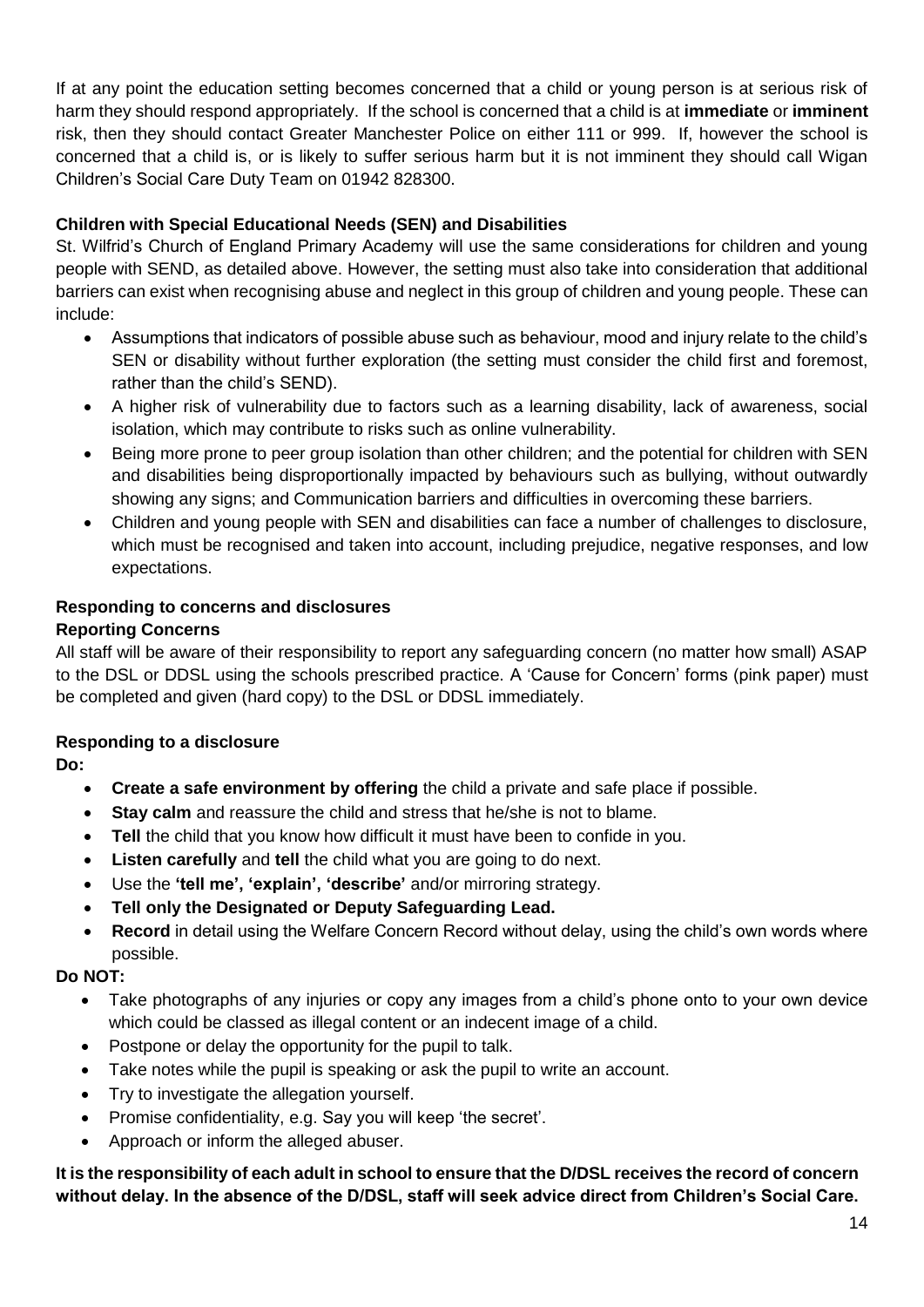If at any point the education setting becomes concerned that a child or young person is at serious risk of harm they should respond appropriately. If the school is concerned that a child is at **immediate** or **imminent** risk, then they should contact Greater Manchester Police on either 111 or 999. If, however the school is concerned that a child is, or is likely to suffer serious harm but it is not imminent they should call Wigan Children's Social Care Duty Team on 01942 828300.

**Children with Special Educational Needs (SEN) and Disabilities**

St. Wilfrid's Church of England Primary Academy will use the same considerations for children and young people with SEND, as detailed above. However, the setting must also take into consideration that additional barriers can exist when recognising abuse and neglect in this group of children and young people. These can include:

- Assumptions that indicators of possible abuse such as behaviour, mood and injury relate to the child's SEN or disability without further exploration (the setting must consider the child first and foremost, rather than the child's SEND).
- A higher risk of vulnerability due to factors such as a learning disability, lack of awareness, social isolation, which may contribute to risks such as online vulnerability.
- Being more prone to peer group isolation than other children; and the potential for children with SEN and disabilities being disproportionally impacted by behaviours such as bullying, without outwardly showing any signs; and Communication barriers and difficulties in overcoming these barriers.
- Children and young people with SEN and disabilities can face a number of challenges to disclosure, which must be recognised and taken into account, including prejudice, negative responses, and low expectations.

**Responding to concerns and disclosures**

**Reporting Concerns**

All staff will be aware of their responsibility to report any safeguarding concern (no matter how small) ASAP to the DSL or DDSL using the schools prescribed practice. A 'Cause for Concern' forms (pink paper) must be completed and given (hard copy) to the DSL or DDSL immediately.

**Responding to a disclosure**

**Do:**

- **Create a safe environment by offering** the child a private and safe place if possible.
- **Stay calm** and reassure the child and stress that he/she is not to blame.
- **Tell** the child that you know how difficult it must have been to confide in you.
- **Listen carefully** and **tell** the child what you are going to do next.
- Use the **'tell me', 'explain', 'describe'** and/or mirroring strategy.
- **Tell only the Designated or Deputy Safeguarding Lead.**
- **Record** in detail using the Welfare Concern Record without delay, using the child's own words where possible.

**Do NOT:**

- Take photographs of any injuries or copy any images from a child's phone onto to your own device which could be classed as illegal content or an indecent image of a child.
- Postpone or delay the opportunity for the pupil to talk.
- Take notes while the pupil is speaking or ask the pupil to write an account.
- Try to investigate the allegation yourself.
- Promise confidentiality, e.g. Say you will keep 'the secret'.
- Approach or inform the alleged abuser.

**It is the responsibility of each adult in school to ensure that the D/DSL receives the record of concern without delay. In the absence of the D/DSL, staff will seek advice direct from Children's Social Care.**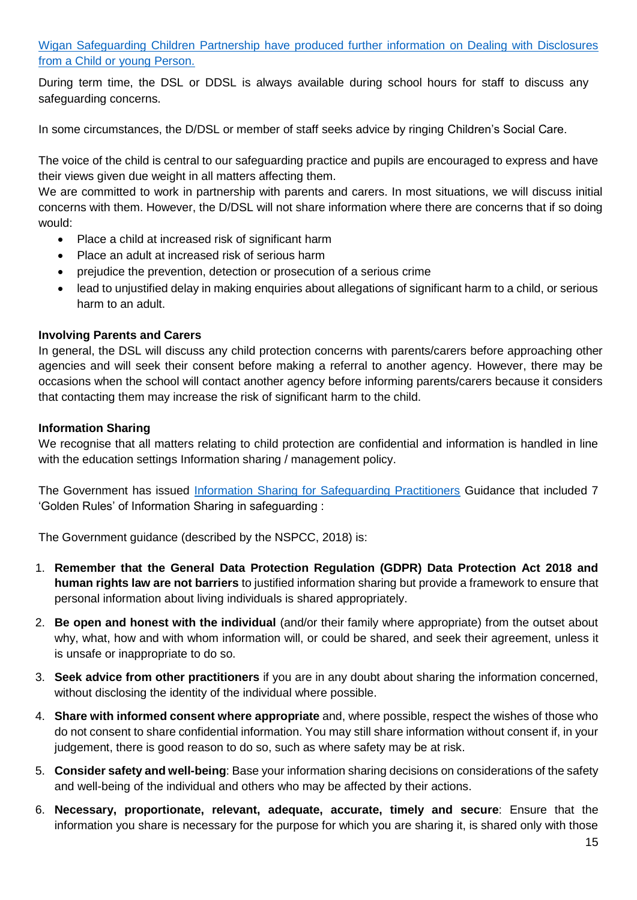[Wigan Safeguarding Children Partnership have produced further information on Dealing with Disclosures from a Child or young Person.]

During term time, the DSL or DDSL is always available during school hours for staff to discuss any safeguarding concerns.

In some circumstances, the D/DSL or member of staff seeks advice by ringing Children's Social Care.

The voice of the child is central to our safeguarding practice and pupils are encouraged to express and have their views given due weight in all matters affecting them.

We are committed to work in partnership with parents and carers. In most situations, we will discuss initial concerns with them. However, the D/DSL will not share information where there are concerns that if so doing would:

- Place a child at increased risk of significant harm
- Place an adult at increased risk of serious harm
- prejudice the prevention, detection or prosecution of a serious crime
- lead to unjustified delay in making enquiries about allegations of significant harm to a child, or serious harm to an adult.

**Involving Parents and Carers**

In general, the DSL will discuss any child protection concerns with parents/carers before approaching other agencies and will seek their consent before making a referral to another agency. However, there may be occasions when the school will contact another agency before informing parents/carers because it considers that contacting them may increase the risk of significant harm to the child.

**Information Sharing**

We recognise that all matters relating to child protection are confidential and information is handled in line with the education settings Information sharing / management policy.

The Government has issued Information Sharing for Safeguarding Practitioners Guidance that included 7 'Golden Rules' of Information Sharing in safeguarding :

The Government guidance (described by the NSPCC, 2018) is:

1. **Remember that the General Data Protection Regulation (GDPR) Data Protection Act 2018 and human rights law are not barriers** to justified information sharing but provide a framework to ensure that personal information about living individuals is shared appropriately.
2. **Be open and honest with the individual** (and/or their family where appropriate) from the outset about why, what, how and with whom information will, or could be shared, and seek their agreement, unless it is unsafe or inappropriate to do so.
3. **Seek advice from other practitioners** if you are in any doubt about sharing the information concerned, without disclosing the identity of the individual where possible.
4. **Share with informed consent where appropriate** and, where possible, respect the wishes of those who do not consent to share confidential information. You may still share information without consent if, in your judgement, there is good reason to do so, such as where safety may be at risk.
5. **Consider safety and well-being**: Base your information sharing decisions on considerations of the safety and well-being of the individual and others who may be affected by their actions.
6. **Necessary, proportionate, relevant, adequate, accurate, timely and secure**: Ensure that the information you share is necessary for the purpose for which you are sharing it, is shared only with those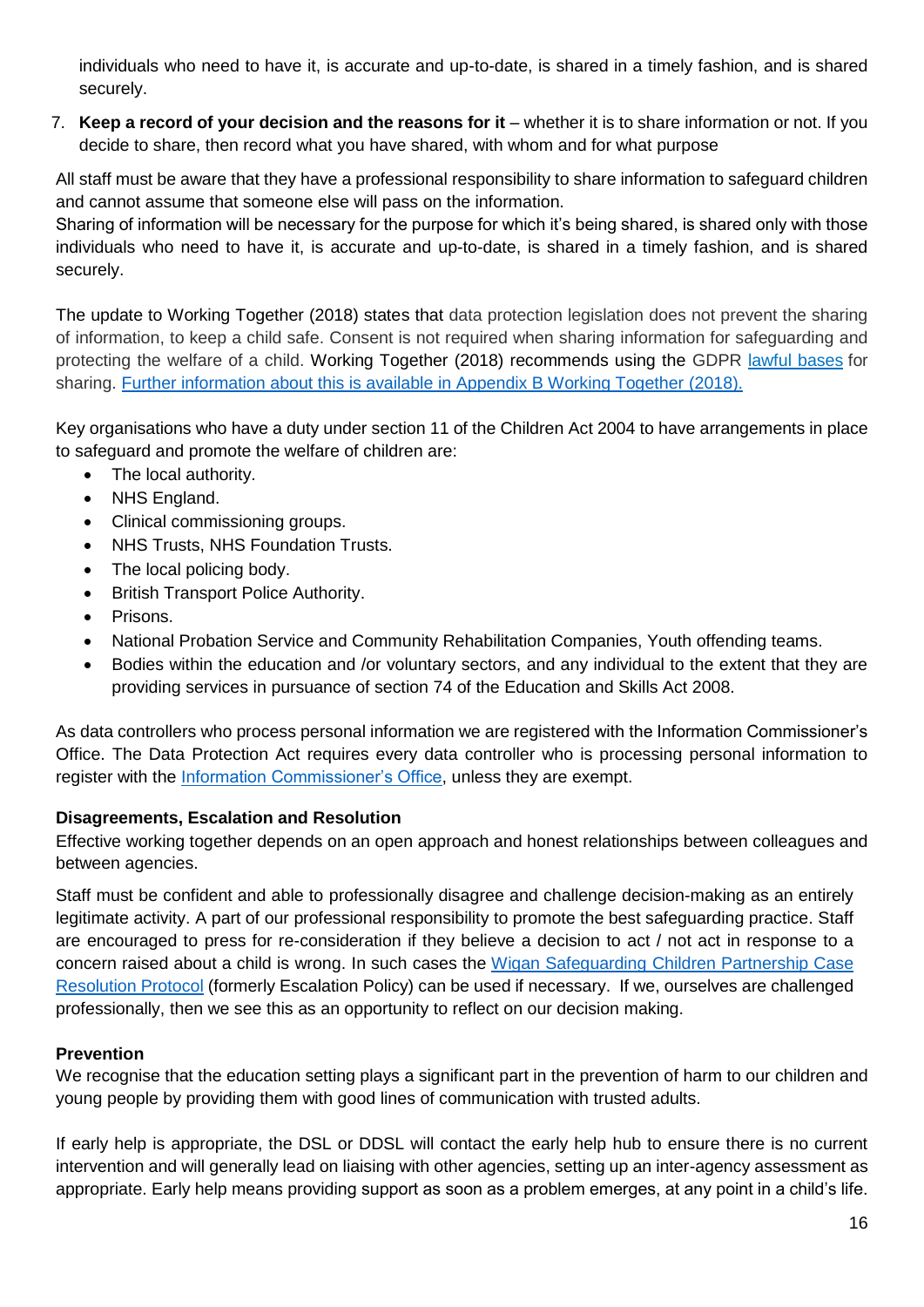individuals who need to have it, is accurate and up-to-date, is shared in a timely fashion, and is shared securely.

7. **Keep a record of your decision and the reasons for it** – whether it is to share information or not. If you decide to share, then record what you have shared, with whom and for what purpose

All staff must be aware that they have a professional responsibility to share information to safeguard children and cannot assume that someone else will pass on the information.
Sharing of information will be necessary for the purpose for which it's being shared, is shared only with those individuals who need to have it, is accurate and up-to-date, is shared in a timely fashion, and is shared securely.

The update to Working Together (2018) states that data protection legislation does not prevent the sharing of information, to keep a child safe. Consent is not required when sharing information for safeguarding and protecting the welfare of a child. Working Together (2018) recommends using the GDPR lawful bases for sharing. Further information about this is available in Appendix B Working Together (2018).

Key organisations who have a duty under section 11 of the Children Act 2004 to have arrangements in place to safeguard and promote the welfare of children are:

- The local authority.
- NHS England.
- Clinical commissioning groups.
- NHS Trusts, NHS Foundation Trusts.
- The local policing body.
- British Transport Police Authority.
- Prisons.
- National Probation Service and Community Rehabilitation Companies, Youth offending teams.
- Bodies within the education and /or voluntary sectors, and any individual to the extent that they are providing services in pursuance of section 74 of the Education and Skills Act 2008.

As data controllers who process personal information we are registered with the Information Commissioner's Office. The Data Protection Act requires every data controller who is processing personal information to register with the Information Commissioner's Office, unless they are exempt.

**Disagreements, Escalation and Resolution**

Effective working together depends on an open approach and honest relationships between colleagues and between agencies.

Staff must be confident and able to professionally disagree and challenge decision-making as an entirely legitimate activity. A part of our professional responsibility to promote the best safeguarding practice. Staff are encouraged to press for re-consideration if they believe a decision to act / not act in response to a concern raised about a child is wrong. In such cases the Wigan Safeguarding Children Partnership Case Resolution Protocol (formerly Escalation Policy) can be used if necessary. If we, ourselves are challenged professionally, then we see this as an opportunity to reflect on our decision making.

**Prevention**

We recognise that the education setting plays a significant part in the prevention of harm to our children and young people by providing them with good lines of communication with trusted adults.

If early help is appropriate, the DSL or DDSL will contact the early help hub to ensure there is no current intervention and will generally lead on liaising with other agencies, setting up an inter-agency assessment as appropriate. Early help means providing support as soon as a problem emerges, at any point in a child's life.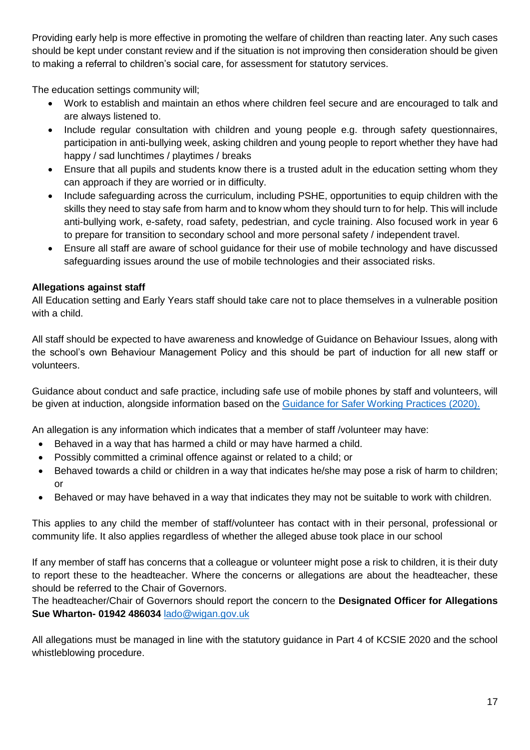Providing early help is more effective in promoting the welfare of children than reacting later. Any such cases should be kept under constant review and if the situation is not improving then consideration should be given to making a referral to children's social care, for assessment for statutory services.

The education settings community will;

- Work to establish and maintain an ethos where children feel secure and are encouraged to talk and are always listened to.
- Include regular consultation with children and young people e.g. through safety questionnaires, participation in anti-bullying week, asking children and young people to report whether they have had happy / sad lunchtimes / playtimes / breaks
- Ensure that all pupils and students know there is a trusted adult in the education setting whom they can approach if they are worried or in difficulty.
- Include safeguarding across the curriculum, including PSHE, opportunities to equip children with the skills they need to stay safe from harm and to know whom they should turn to for help. This will include anti-bullying work, e-safety, road safety, pedestrian, and cycle training. Also focused work in year 6 to prepare for transition to secondary school and more personal safety / independent travel.
- Ensure all staff are aware of school guidance for their use of mobile technology and have discussed safeguarding issues around the use of mobile technologies and their associated risks.

**Allegations against staff**

All Education setting and Early Years staff should take care not to place themselves in a vulnerable position with a child.

All staff should be expected to have awareness and knowledge of Guidance on Behaviour Issues, along with the school's own Behaviour Management Policy and this should be part of induction for all new staff or volunteers.

Guidance about conduct and safe practice, including safe use of mobile phones by staff and volunteers, will be given at induction, alongside information based on the Guidance for Safer Working Practices (2020).

An allegation is any information which indicates that a member of staff /volunteer may have:

- Behaved in a way that has harmed a child or may have harmed a child.
- Possibly committed a criminal offence against or related to a child; or
- Behaved towards a child or children in a way that indicates he/she may pose a risk of harm to children; or
- Behaved or may have behaved in a way that indicates they may not be suitable to work with children.

This applies to any child the member of staff/volunteer has contact with in their personal, professional or community life. It also applies regardless of whether the alleged abuse took place in our school

If any member of staff has concerns that a colleague or volunteer might pose a risk to children, it is their duty to report these to the headteacher. Where the concerns or allegations are about the headteacher, these should be referred to the Chair of Governors.

The headteacher/Chair of Governors should report the concern to the **Designated Officer for Allegations Sue Wharton- 01942 486034** lado@wigan.gov.uk

All allegations must be managed in line with the statutory guidance in Part 4 of KCSIE 2020 and the school whistleblowing procedure.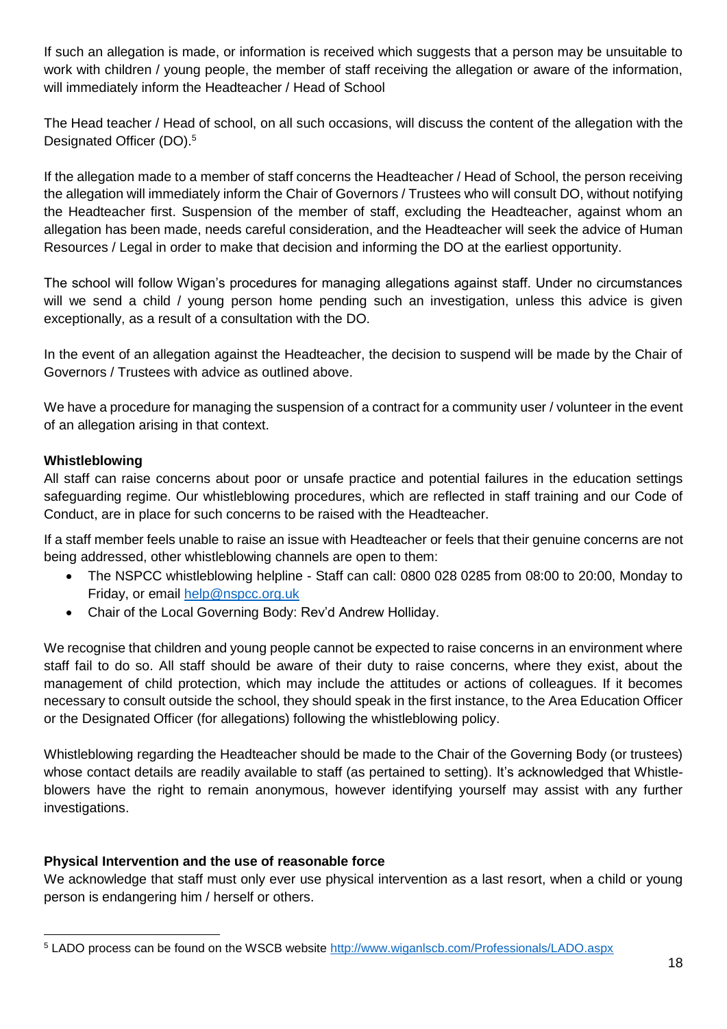If such an allegation is made, or information is received which suggests that a person may be unsuitable to work with children / young people, the member of staff receiving the allegation or aware of the information, will immediately inform the Headteacher / Head of School

The Head teacher / Head of school, on all such occasions, will discuss the content of the allegation with the Designated Officer (DO).[5]

If the allegation made to a member of staff concerns the Headteacher / Head of School, the person receiving the allegation will immediately inform the Chair of Governors / Trustees who will consult DO, without notifying the Headteacher first. Suspension of the member of staff, excluding the Headteacher, against whom an allegation has been made, needs careful consideration, and the Headteacher will seek the advice of Human Resources / Legal in order to make that decision and informing the DO at the earliest opportunity.

The school will follow Wigan's procedures for managing allegations against staff. Under no circumstances will we send a child / young person home pending such an investigation, unless this advice is given exceptionally, as a result of a consultation with the DO.

In the event of an allegation against the Headteacher, the decision to suspend will be made by the Chair of Governors / Trustees with advice as outlined above.

We have a procedure for managing the suspension of a contract for a community user / volunteer in the event of an allegation arising in that context.

**Whistleblowing**

All staff can raise concerns about poor or unsafe practice and potential failures in the education settings safeguarding regime. Our whistleblowing procedures, which are reflected in staff training and our Code of Conduct, are in place for such concerns to be raised with the Headteacher.

If a staff member feels unable to raise an issue with Headteacher or feels that their genuine concerns are not being addressed, other whistleblowing channels are open to them:

- The NSPCC whistleblowing helpline - Staff can call: 0800 028 0285 from 08:00 to 20:00, Monday to Friday, or email help@nspcc.org.uk
- Chair of the Local Governing Body: Rev'd Andrew Holliday.

We recognise that children and young people cannot be expected to raise concerns in an environment where staff fail to do so. All staff should be aware of their duty to raise concerns, where they exist, about the management of child protection, which may include the attitudes or actions of colleagues. If it becomes necessary to consult outside the school, they should speak in the first instance, to the Area Education Officer or the Designated Officer (for allegations) following the whistleblowing policy.

Whistleblowing regarding the Headteacher should be made to the Chair of the Governing Body (or trustees) whose contact details are readily available to staff (as pertained to setting). It's acknowledged that Whistle-blowers have the right to remain anonymous, however identifying yourself may assist with any further investigations.

**Physical Intervention and the use of reasonable force**

We acknowledge that staff must only ever use physical intervention as a last resort, when a child or young person is endangering him / herself or others.

---

[5] LADO process can be found on the WSCB website http://www.wiganlscb.com/Professionals/LADO.aspx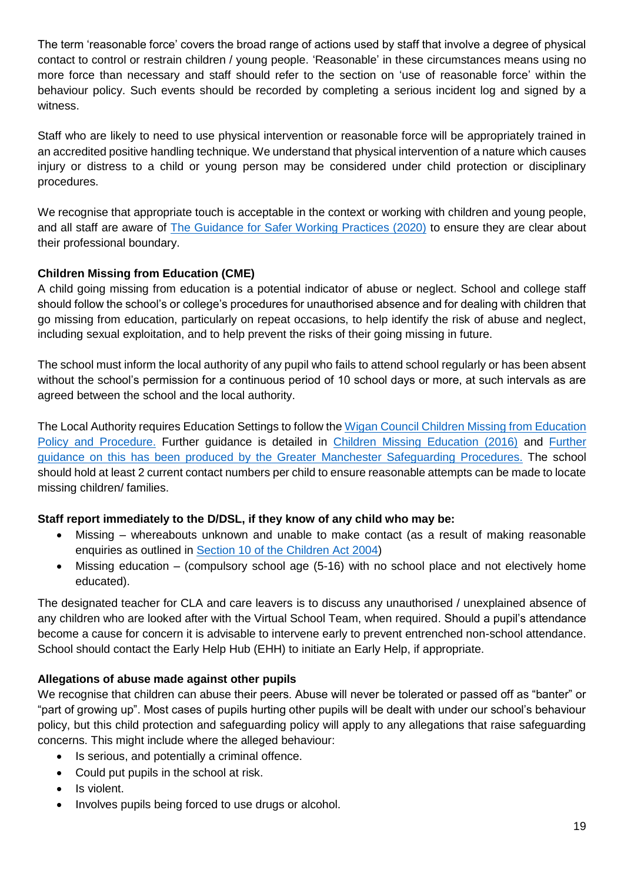The term 'reasonable force' covers the broad range of actions used by staff that involve a degree of physical contact to control or restrain children / young people. 'Reasonable' in these circumstances means using no more force than necessary and staff should refer to the section on 'use of reasonable force' within the behaviour policy. Such events should be recorded by completing a serious incident log and signed by a witness.

Staff who are likely to need to use physical intervention or reasonable force will be appropriately trained in an accredited positive handling technique. We understand that physical intervention of a nature which causes injury or distress to a child or young person may be considered under child protection or disciplinary procedures.

We recognise that appropriate touch is acceptable in the context or working with children and young people, and all staff are aware of [The Guidance for Safer Working Practices (2020)] to ensure they are clear about their professional boundary.

**Children Missing from Education (CME)**

A child going missing from education is a potential indicator of abuse or neglect. School and college staff should follow the school's or college's procedures for unauthorised absence and for dealing with children that go missing from education, particularly on repeat occasions, to help identify the risk of abuse and neglect, including sexual exploitation, and to help prevent the risks of their going missing in future.

The school must inform the local authority of any pupil who fails to attend school regularly or has been absent without the school's permission for a continuous period of 10 school days or more, at such intervals as are agreed between the school and the local authority.

The Local Authority requires Education Settings to follow the [Wigan Council Children Missing from Education Policy and Procedure.] Further guidance is detailed in [Children Missing Education (2016)] and [Further guidance on this has been produced by the Greater Manchester Safeguarding Procedures.] The school should hold at least 2 current contact numbers per child to ensure reasonable attempts can be made to locate missing children/ families.

**Staff report immediately to the D/DSL, if they know of any child who may be:**

- Missing – whereabouts unknown and unable to make contact (as a result of making reasonable enquiries as outlined in [Section 10 of the Children Act 2004])
- Missing education – (compulsory school age (5-16) with no school place and not electively home educated).

The designated teacher for CLA and care leavers is to discuss any unauthorised / unexplained absence of any children who are looked after with the Virtual School Team, when required. Should a pupil's attendance become a cause for concern it is advisable to intervene early to prevent entrenched non-school attendance. School should contact the Early Help Hub (EHH) to initiate an Early Help, if appropriate.

**Allegations of abuse made against other pupils**

We recognise that children can abuse their peers. Abuse will never be tolerated or passed off as "banter" or "part of growing up". Most cases of pupils hurting other pupils will be dealt with under our school's behaviour policy, but this child protection and safeguarding policy will apply to any allegations that raise safeguarding concerns. This might include where the alleged behaviour:

- Is serious, and potentially a criminal offence.
- Could put pupils in the school at risk.
- Is violent.
- Involves pupils being forced to use drugs or alcohol.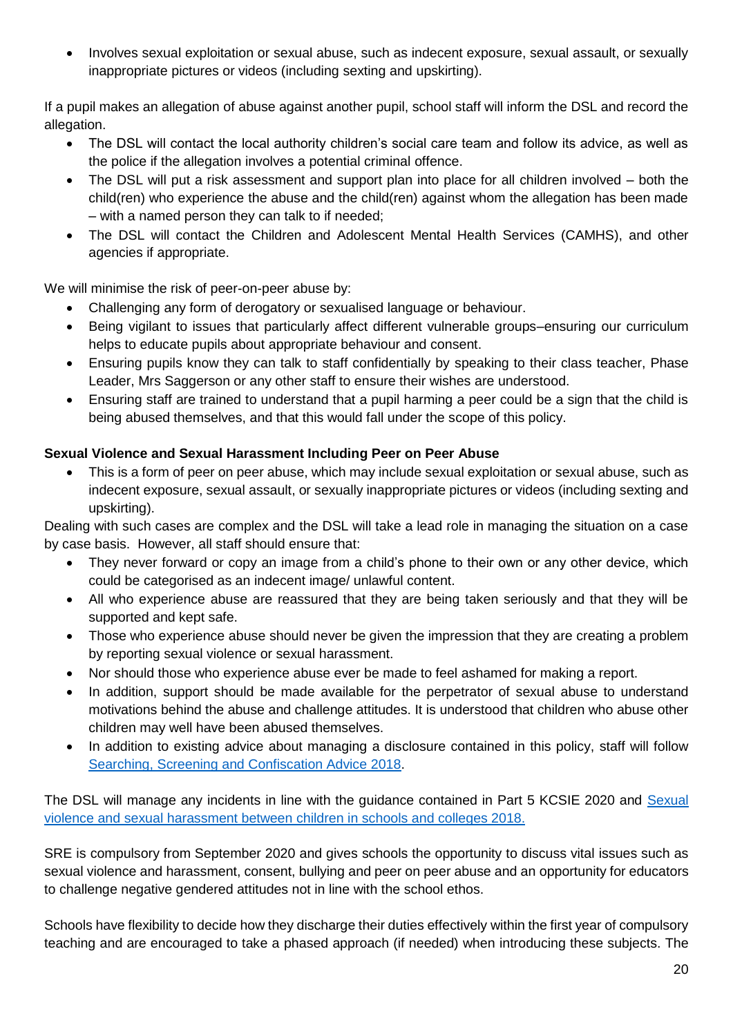- Involves sexual exploitation or sexual abuse, such as indecent exposure, sexual assault, or sexually inappropriate pictures or videos (including sexting and upskirting).

If a pupil makes an allegation of abuse against another pupil, school staff will inform the DSL and record the allegation.

- The DSL will contact the local authority children's social care team and follow its advice, as well as the police if the allegation involves a potential criminal offence.
- The DSL will put a risk assessment and support plan into place for all children involved – both the child(ren) who experience the abuse and the child(ren) against whom the allegation has been made – with a named person they can talk to if needed;
- The DSL will contact the Children and Adolescent Mental Health Services (CAMHS), and other agencies if appropriate.

We will minimise the risk of peer-on-peer abuse by:

- Challenging any form of derogatory or sexualised language or behaviour.
- Being vigilant to issues that particularly affect different vulnerable groups–ensuring our curriculum helps to educate pupils about appropriate behaviour and consent.
- Ensuring pupils know they can talk to staff confidentially by speaking to their class teacher, Phase Leader, Mrs Saggerson or any other staff to ensure their wishes are understood.
- Ensuring staff are trained to understand that a pupil harming a peer could be a sign that the child is being abused themselves, and that this would fall under the scope of this policy.

**Sexual Violence and Sexual Harassment Including Peer on Peer Abuse**

- This is a form of peer on peer abuse, which may include sexual exploitation or sexual abuse, such as indecent exposure, sexual assault, or sexually inappropriate pictures or videos (including sexting and upskirting).

Dealing with such cases are complex and the DSL will take a lead role in managing the situation on a case by case basis. However, all staff should ensure that:

- They never forward or copy an image from a child's phone to their own or any other device, which could be categorised as an indecent image/ unlawful content.
- All who experience abuse are reassured that they are being taken seriously and that they will be supported and kept safe.
- Those who experience abuse should never be given the impression that they are creating a problem by reporting sexual violence or sexual harassment.
- Nor should those who experience abuse ever be made to feel ashamed for making a report.
- In addition, support should be made available for the perpetrator of sexual abuse to understand motivations behind the abuse and challenge attitudes. It is understood that children who abuse other children may well have been abused themselves.
- In addition to existing advice about managing a disclosure contained in this policy, staff will follow Searching, Screening and Confiscation Advice 2018.

The DSL will manage any incidents in line with the guidance contained in Part 5 KCSIE 2020 and Sexual violence and sexual harassment between children in schools and colleges 2018.

SRE is compulsory from September 2020 and gives schools the opportunity to discuss vital issues such as sexual violence and harassment, consent, bullying and peer on peer abuse and an opportunity for educators to challenge negative gendered attitudes not in line with the school ethos.

Schools have flexibility to decide how they discharge their duties effectively within the first year of compulsory teaching and are encouraged to take a phased approach (if needed) when introducing these subjects. The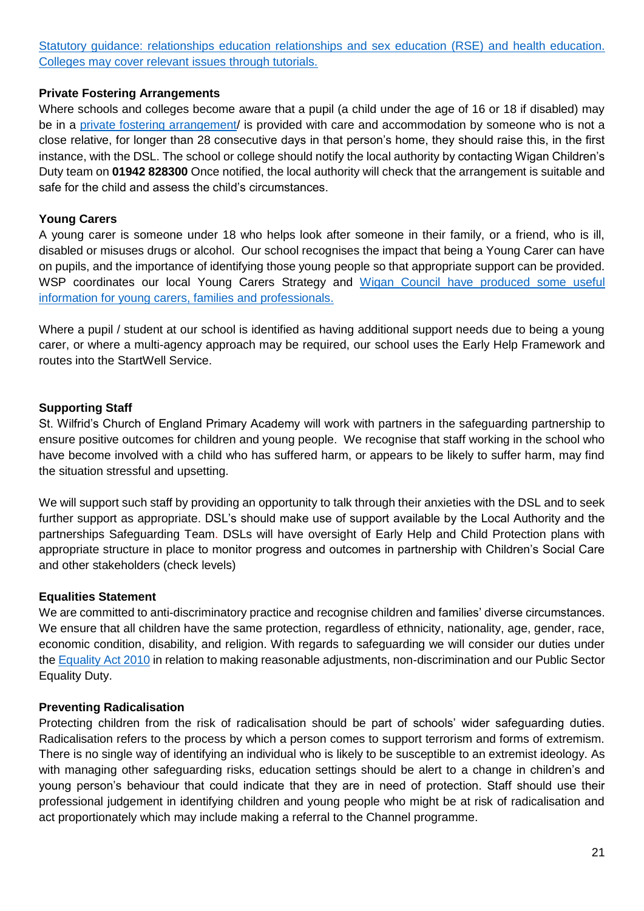Statutory guidance: relationships education relationships and sex education (RSE) and health education. Colleges may cover relevant issues through tutorials.

### Private Fostering Arrangements

Where schools and colleges become aware that a pupil (a child under the age of 16 or 18 if disabled) may be in a private fostering arrangement/ is provided with care and accommodation by someone who is not a close relative, for longer than 28 consecutive days in that person's home, they should raise this, in the first instance, with the DSL. The school or college should notify the local authority by contacting Wigan Children's Duty team on **01942 828300** Once notified, the local authority will check that the arrangement is suitable and safe for the child and assess the child's circumstances.

### Young Carers

A young carer is someone under 18 who helps look after someone in their family, or a friend, who is ill, disabled or misuses drugs or alcohol. Our school recognises the impact that being a Young Carer can have on pupils, and the importance of identifying those young people so that appropriate support can be provided. WSP coordinates our local Young Carers Strategy and Wigan Council have produced some useful information for young carers, families and professionals.

Where a pupil / student at our school is identified as having additional support needs due to being a young carer, or where a multi-agency approach may be required, our school uses the Early Help Framework and routes into the StartWell Service.

### Supporting Staff

St. Wilfrid's Church of England Primary Academy will work with partners in the safeguarding partnership to ensure positive outcomes for children and young people. We recognise that staff working in the school who have become involved with a child who has suffered harm, or appears to be likely to suffer harm, may find the situation stressful and upsetting.

We will support such staff by providing an opportunity to talk through their anxieties with the DSL and to seek further support as appropriate. DSL's should make use of support available by the Local Authority and the partnerships Safeguarding Team. DSLs will have oversight of Early Help and Child Protection plans with appropriate structure in place to monitor progress and outcomes in partnership with Children's Social Care and other stakeholders (check levels)

### Equalities Statement

We are committed to anti-discriminatory practice and recognise children and families' diverse circumstances. We ensure that all children have the same protection, regardless of ethnicity, nationality, age, gender, race, economic condition, disability, and religion. With regards to safeguarding we will consider our duties under the Equality Act 2010 in relation to making reasonable adjustments, non-discrimination and our Public Sector Equality Duty.

### Preventing Radicalisation

Protecting children from the risk of radicalisation should be part of schools' wider safeguarding duties. Radicalisation refers to the process by which a person comes to support terrorism and forms of extremism. There is no single way of identifying an individual who is likely to be susceptible to an extremist ideology. As with managing other safeguarding risks, education settings should be alert to a change in children's and young person's behaviour that could indicate that they are in need of protection. Staff should use their professional judgement in identifying children and young people who might be at risk of radicalisation and act proportionately which may include making a referral to the Channel programme.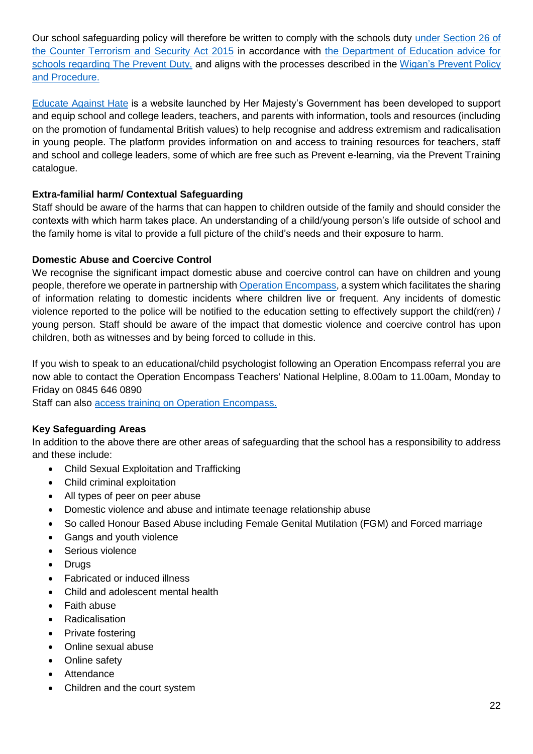Our school safeguarding policy will therefore be written to comply with the schools duty under Section 26 of the Counter Terrorism and Security Act 2015 in accordance with the Department of Education advice for schools regarding The Prevent Duty. and aligns with the processes described in the Wigan's Prevent Policy and Procedure.

Educate Against Hate is a website launched by Her Majesty's Government has been developed to support and equip school and college leaders, teachers, and parents with information, tools and resources (including on the promotion of fundamental British values) to help recognise and address extremism and radicalisation in young people. The platform provides information on and access to training resources for teachers, staff and school and college leaders, some of which are free such as Prevent e-learning, via the Prevent Training catalogue.

**Extra-familial harm/ Contextual Safeguarding**

Staff should be aware of the harms that can happen to children outside of the family and should consider the contexts with which harm takes place. An understanding of a child/young person's life outside of school and the family home is vital to provide a full picture of the child's needs and their exposure to harm.

**Domestic Abuse and Coercive Control**

We recognise the significant impact domestic abuse and coercive control can have on children and young people, therefore we operate in partnership with Operation Encompass, a system which facilitates the sharing of information relating to domestic incidents where children live or frequent. Any incidents of domestic violence reported to the police will be notified to the education setting to effectively support the child(ren) / young person. Staff should be aware of the impact that domestic violence and coercive control has upon children, both as witnesses and by being forced to collude in this.

If you wish to speak to an educational/child psychologist following an Operation Encompass referral you are now able to contact the Operation Encompass Teachers' National Helpline, 8.00am to 11.00am, Monday to Friday on 0845 646 0890

Staff can also access training on Operation Encompass.

**Key Safeguarding Areas**

In addition to the above there are other areas of safeguarding that the school has a responsibility to address and these include:

- Child Sexual Exploitation and Trafficking
- Child criminal exploitation
- All types of peer on peer abuse
- Domestic violence and abuse and intimate teenage relationship abuse
- So called Honour Based Abuse including Female Genital Mutilation (FGM) and Forced marriage
- Gangs and youth violence
- Serious violence
- Drugs
- Fabricated or induced illness
- Child and adolescent mental health
- Faith abuse
- Radicalisation
- Private fostering
- Online sexual abuse
- Online safety
- Attendance
- Children and the court system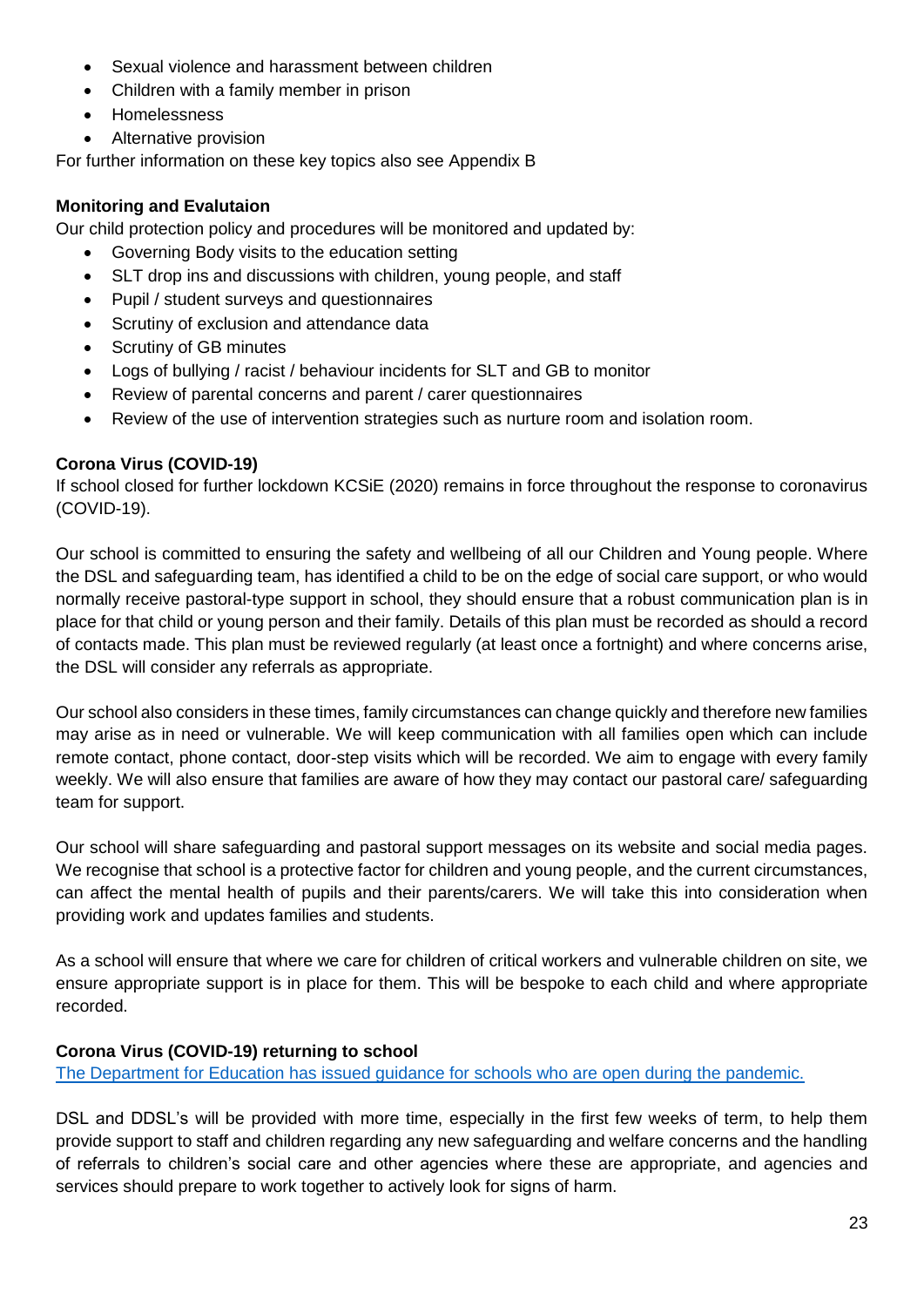- Sexual violence and harassment between children
- Children with a family member in prison
- Homelessness
- Alternative provision

For further information on these key topics also see Appendix B

**Monitoring and Evalutaion**

Our child protection policy and procedures will be monitored and updated by:

- Governing Body visits to the education setting
- SLT drop ins and discussions with children, young people, and staff
- Pupil / student surveys and questionnaires
- Scrutiny of exclusion and attendance data
- Scrutiny of GB minutes
- Logs of bullying / racist / behaviour incidents for SLT and GB to monitor
- Review of parental concerns and parent / carer questionnaires
- Review of the use of intervention strategies such as nurture room and isolation room.

**Corona Virus (COVID-19)**

If school closed for further lockdown KCSiE (2020) remains in force throughout the response to coronavirus (COVID-19).

Our school is committed to ensuring the safety and wellbeing of all our Children and Young people. Where the DSL and safeguarding team, has identified a child to be on the edge of social care support, or who would normally receive pastoral-type support in school, they should ensure that a robust communication plan is in place for that child or young person and their family. Details of this plan must be recorded as should a record of contacts made. This plan must be reviewed regularly (at least once a fortnight) and where concerns arise, the DSL will consider any referrals as appropriate.

Our school also considers in these times, family circumstances can change quickly and therefore new families may arise as in need or vulnerable. We will keep communication with all families open which can include remote contact, phone contact, door-step visits which will be recorded. We aim to engage with every family weekly. We will also ensure that families are aware of how they may contact our pastoral care/ safeguarding team for support.

Our school will share safeguarding and pastoral support messages on its website and social media pages. We recognise that school is a protective factor for children and young people, and the current circumstances, can affect the mental health of pupils and their parents/carers. We will take this into consideration when providing work and updates families and students.

As a school will ensure that where we care for children of critical workers and vulnerable children on site, we ensure appropriate support is in place for them. This will be bespoke to each child and where appropriate recorded.

**Corona Virus (COVID-19) returning to school**

The Department for Education has issued guidance for schools who are open during the pandemic.

DSL and DDSL's will be provided with more time, especially in the first few weeks of term, to help them provide support to staff and children regarding any new safeguarding and welfare concerns and the handling of referrals to children's social care and other agencies where these are appropriate, and agencies and services should prepare to work together to actively look for signs of harm.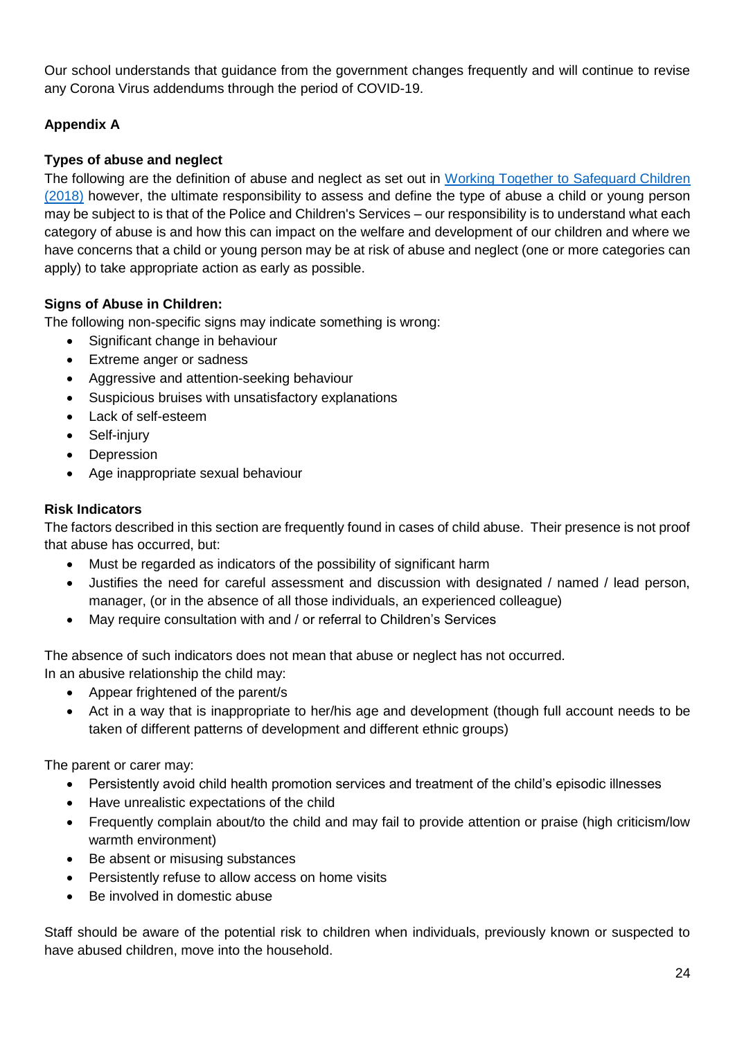Our school understands that guidance from the government changes frequently and will continue to revise any Corona Virus addendums through the period of COVID-19.

## Appendix A

### Types of abuse and neglect

The following are the definition of abuse and neglect as set out in [Working Together to Safeguard Children (2018)]() however, the ultimate responsibility to assess and define the type of abuse a child or young person may be subject to is that of the Police and Children's Services – our responsibility is to understand what each category of abuse is and how this can impact on the welfare and development of our children and where we have concerns that a child or young person may be at risk of abuse and neglect (one or more categories can apply) to take appropriate action as early as possible.

### Signs of Abuse in Children:

The following non-specific signs may indicate something is wrong:

- Significant change in behaviour
- Extreme anger or sadness
- Aggressive and attention-seeking behaviour
- Suspicious bruises with unsatisfactory explanations
- Lack of self-esteem
- Self-injury
- Depression
- Age inappropriate sexual behaviour

### Risk Indicators

The factors described in this section are frequently found in cases of child abuse. Their presence is not proof that abuse has occurred, but:

- Must be regarded as indicators of the possibility of significant harm
- Justifies the need for careful assessment and discussion with designated / named / lead person, manager, (or in the absence of all those individuals, an experienced colleague)
- May require consultation with and / or referral to Children's Services

The absence of such indicators does not mean that abuse or neglect has not occurred.
In an abusive relationship the child may:

- Appear frightened of the parent/s
- Act in a way that is inappropriate to her/his age and development (though full account needs to be taken of different patterns of development and different ethnic groups)

The parent or carer may:

- Persistently avoid child health promotion services and treatment of the child's episodic illnesses
- Have unrealistic expectations of the child
- Frequently complain about/to the child and may fail to provide attention or praise (high criticism/low warmth environment)
- Be absent or misusing substances
- Persistently refuse to allow access on home visits
- Be involved in domestic abuse

Staff should be aware of the potential risk to children when individuals, previously known or suspected to have abused children, move into the household.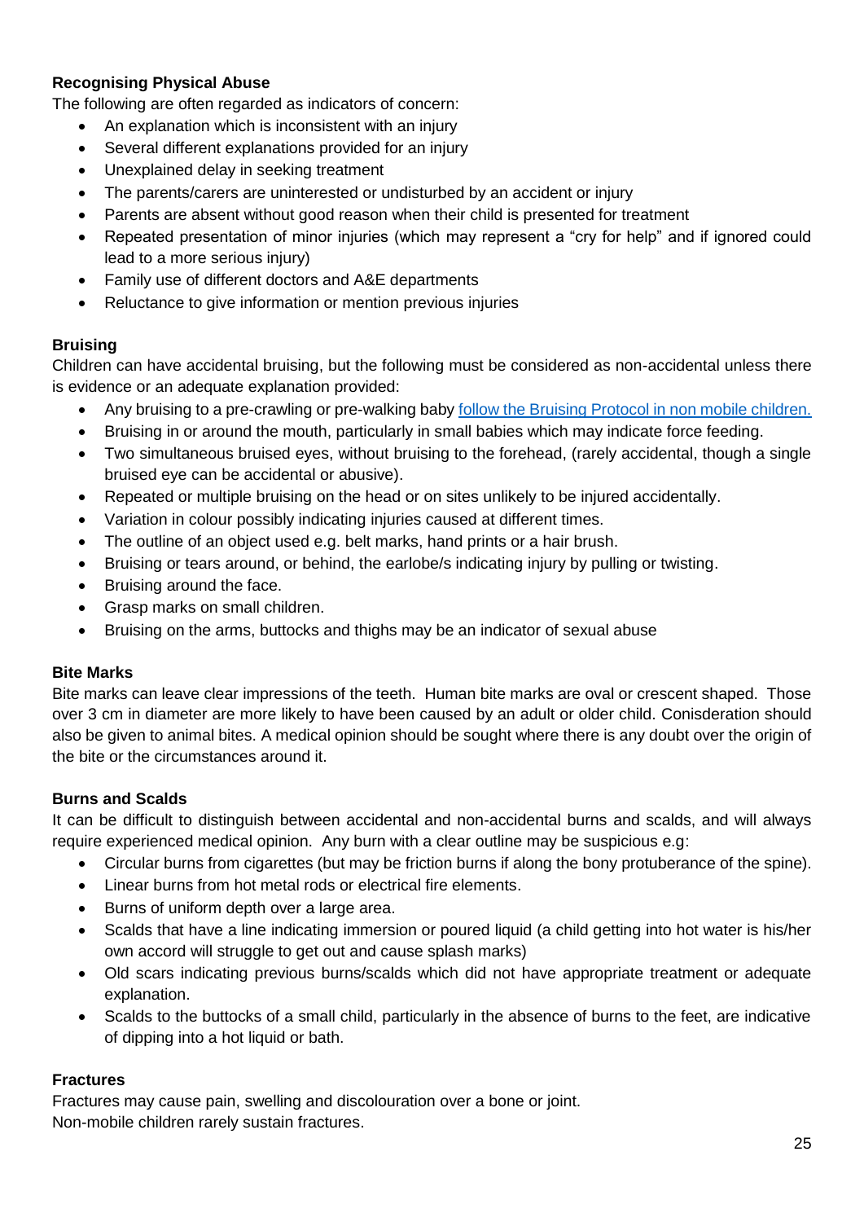**Recognising Physical Abuse**

The following are often regarded as indicators of concern:

- An explanation which is inconsistent with an injury
- Several different explanations provided for an injury
- Unexplained delay in seeking treatment
- The parents/carers are uninterested or undisturbed by an accident or injury
- Parents are absent without good reason when their child is presented for treatment
- Repeated presentation of minor injuries (which may represent a "cry for help" and if ignored could lead to a more serious injury)
- Family use of different doctors and A&E departments
- Reluctance to give information or mention previous injuries

**Bruising**

Children can have accidental bruising, but the following must be considered as non-accidental unless there is evidence or an adequate explanation provided:

- Any bruising to a pre-crawling or pre-walking baby [follow the Bruising Protocol in non mobile children.]()
- Bruising in or around the mouth, particularly in small babies which may indicate force feeding.
- Two simultaneous bruised eyes, without bruising to the forehead, (rarely accidental, though a single bruised eye can be accidental or abusive).
- Repeated or multiple bruising on the head or on sites unlikely to be injured accidentally.
- Variation in colour possibly indicating injuries caused at different times.
- The outline of an object used e.g. belt marks, hand prints or a hair brush.
- Bruising or tears around, or behind, the earlobe/s indicating injury by pulling or twisting.
- Bruising around the face.
- Grasp marks on small children.
- Bruising on the arms, buttocks and thighs may be an indicator of sexual abuse

**Bite Marks**

Bite marks can leave clear impressions of the teeth. Human bite marks are oval or crescent shaped. Those over 3 cm in diameter are more likely to have been caused by an adult or older child. Conisderation should also be given to animal bites. A medical opinion should be sought where there is any doubt over the origin of the bite or the circumstances around it.

**Burns and Scalds**

It can be difficult to distinguish between accidental and non-accidental burns and scalds, and will always require experienced medical opinion. Any burn with a clear outline may be suspicious e.g:

- Circular burns from cigarettes (but may be friction burns if along the bony protuberance of the spine).
- Linear burns from hot metal rods or electrical fire elements.
- Burns of uniform depth over a large area.
- Scalds that have a line indicating immersion or poured liquid (a child getting into hot water is his/her own accord will struggle to get out and cause splash marks)
- Old scars indicating previous burns/scalds which did not have appropriate treatment or adequate explanation.
- Scalds to the buttocks of a small child, particularly in the absence of burns to the feet, are indicative of dipping into a hot liquid or bath.

**Fractures**

Fractures may cause pain, swelling and discolouration over a bone or joint.
Non-mobile children rarely sustain fractures.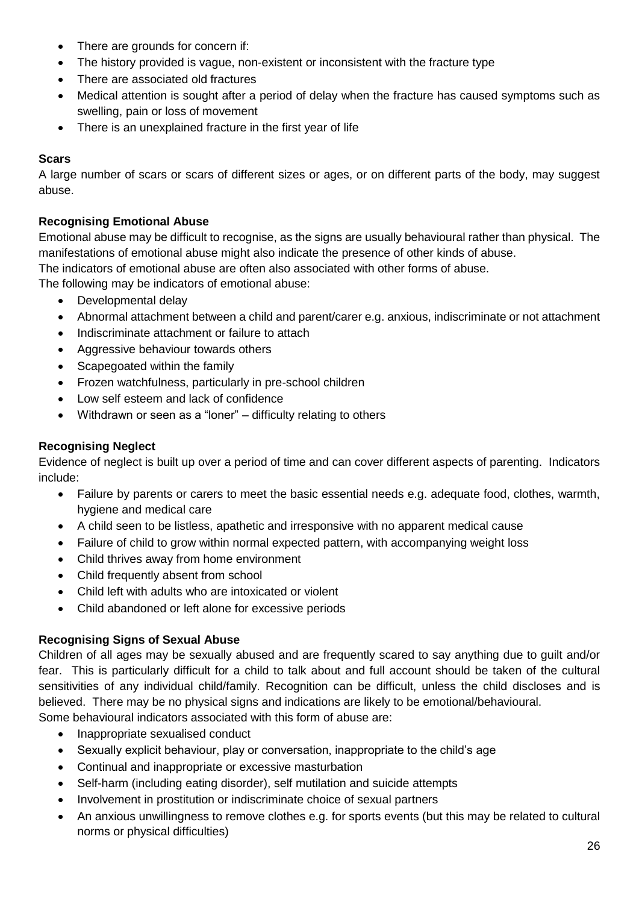- There are grounds for concern if:
- The history provided is vague, non-existent or inconsistent with the fracture type
- There are associated old fractures
- Medical attention is sought after a period of delay when the fracture has caused symptoms such as swelling, pain or loss of movement
- There is an unexplained fracture in the first year of life

**Scars**

A large number of scars or scars of different sizes or ages, or on different parts of the body, may suggest abuse.

**Recognising Emotional Abuse**

Emotional abuse may be difficult to recognise, as the signs are usually behavioural rather than physical. The manifestations of emotional abuse might also indicate the presence of other kinds of abuse.

The indicators of emotional abuse are often also associated with other forms of abuse.

The following may be indicators of emotional abuse:

- Developmental delay
- Abnormal attachment between a child and parent/carer e.g. anxious, indiscriminate or not attachment
- Indiscriminate attachment or failure to attach
- Aggressive behaviour towards others
- Scapegoated within the family
- Frozen watchfulness, particularly in pre-school children
- Low self esteem and lack of confidence
- Withdrawn or seen as a "loner" – difficulty relating to others

**Recognising Neglect**

Evidence of neglect is built up over a period of time and can cover different aspects of parenting. Indicators include:

- Failure by parents or carers to meet the basic essential needs e.g. adequate food, clothes, warmth, hygiene and medical care
- A child seen to be listless, apathetic and irresponsive with no apparent medical cause
- Failure of child to grow within normal expected pattern, with accompanying weight loss
- Child thrives away from home environment
- Child frequently absent from school
- Child left with adults who are intoxicated or violent
- Child abandoned or left alone for excessive periods

**Recognising Signs of Sexual Abuse**

Children of all ages may be sexually abused and are frequently scared to say anything due to guilt and/or fear. This is particularly difficult for a child to talk about and full account should be taken of the cultural sensitivities of any individual child/family. Recognition can be difficult, unless the child discloses and is believed. There may be no physical signs and indications are likely to be emotional/behavioural.

Some behavioural indicators associated with this form of abuse are:

- Inappropriate sexualised conduct
- Sexually explicit behaviour, play or conversation, inappropriate to the child's age
- Continual and inappropriate or excessive masturbation
- Self-harm (including eating disorder), self mutilation and suicide attempts
- Involvement in prostitution or indiscriminate choice of sexual partners
- An anxious unwillingness to remove clothes e.g. for sports events (but this may be related to cultural norms or physical difficulties)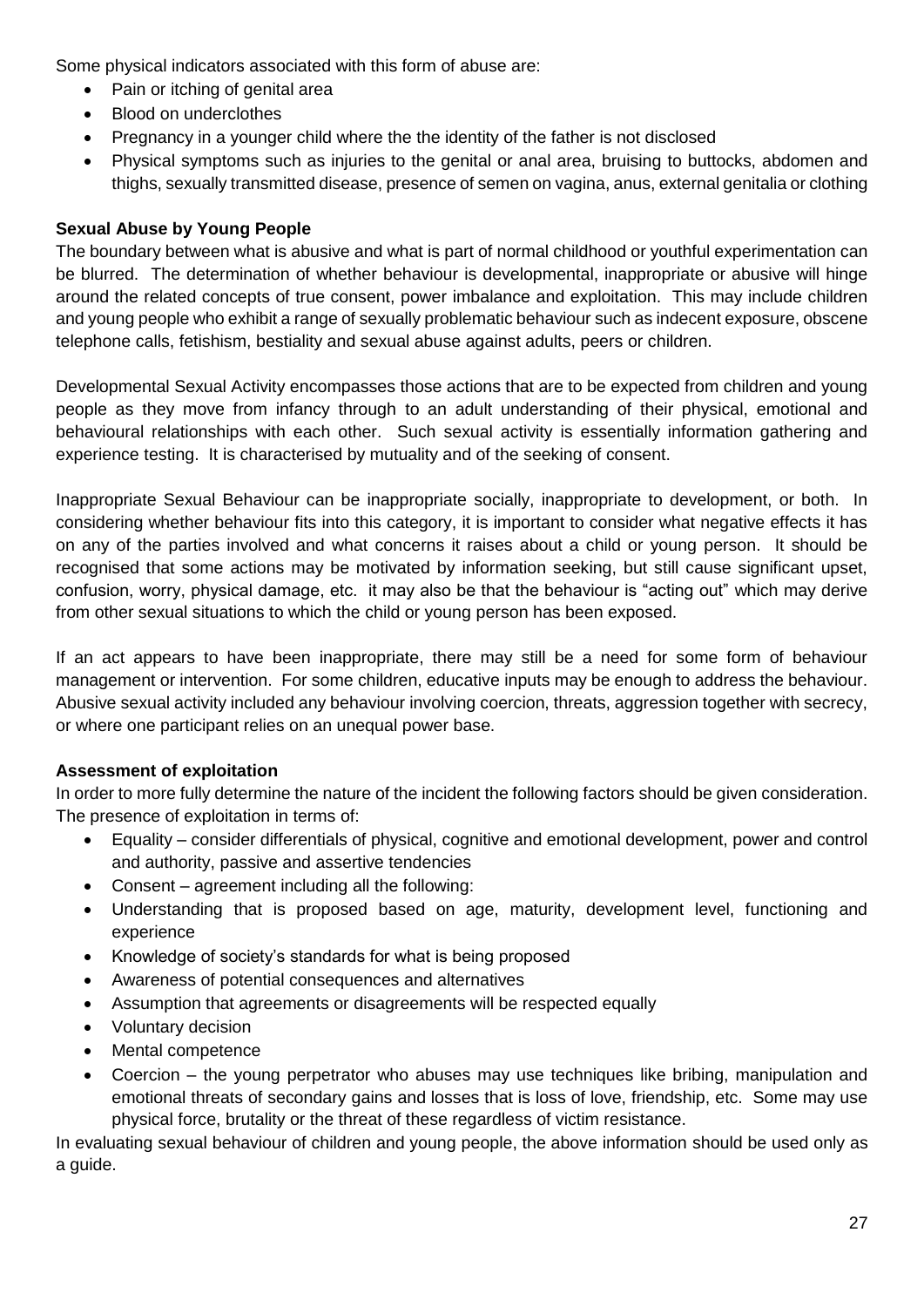Some physical indicators associated with this form of abuse are:

- Pain or itching of genital area
- Blood on underclothes
- Pregnancy in a younger child where the the identity of the father is not disclosed
- Physical symptoms such as injuries to the genital or anal area, bruising to buttocks, abdomen and thighs, sexually transmitted disease, presence of semen on vagina, anus, external genitalia or clothing

**Sexual Abuse by Young People**

The boundary between what is abusive and what is part of normal childhood or youthful experimentation can be blurred. The determination of whether behaviour is developmental, inappropriate or abusive will hinge around the related concepts of true consent, power imbalance and exploitation. This may include children and young people who exhibit a range of sexually problematic behaviour such as indecent exposure, obscene telephone calls, fetishism, bestiality and sexual abuse against adults, peers or children.

Developmental Sexual Activity encompasses those actions that are to be expected from children and young people as they move from infancy through to an adult understanding of their physical, emotional and behavioural relationships with each other. Such sexual activity is essentially information gathering and experience testing. It is characterised by mutuality and of the seeking of consent.

Inappropriate Sexual Behaviour can be inappropriate socially, inappropriate to development, or both. In considering whether behaviour fits into this category, it is important to consider what negative effects it has on any of the parties involved and what concerns it raises about a child or young person. It should be recognised that some actions may be motivated by information seeking, but still cause significant upset, confusion, worry, physical damage, etc. it may also be that the behaviour is "acting out" which may derive from other sexual situations to which the child or young person has been exposed.

If an act appears to have been inappropriate, there may still be a need for some form of behaviour management or intervention. For some children, educative inputs may be enough to address the behaviour. Abusive sexual activity included any behaviour involving coercion, threats, aggression together with secrecy, or where one participant relies on an unequal power base.

**Assessment of exploitation**

In order to more fully determine the nature of the incident the following factors should be given consideration. The presence of exploitation in terms of:

- Equality – consider differentials of physical, cognitive and emotional development, power and control and authority, passive and assertive tendencies
- Consent – agreement including all the following:
- Understanding that is proposed based on age, maturity, development level, functioning and experience
- Knowledge of society's standards for what is being proposed
- Awareness of potential consequences and alternatives
- Assumption that agreements or disagreements will be respected equally
- Voluntary decision
- Mental competence
- Coercion – the young perpetrator who abuses may use techniques like bribing, manipulation and emotional threats of secondary gains and losses that is loss of love, friendship, etc. Some may use physical force, brutality or the threat of these regardless of victim resistance.

In evaluating sexual behaviour of children and young people, the above information should be used only as a guide.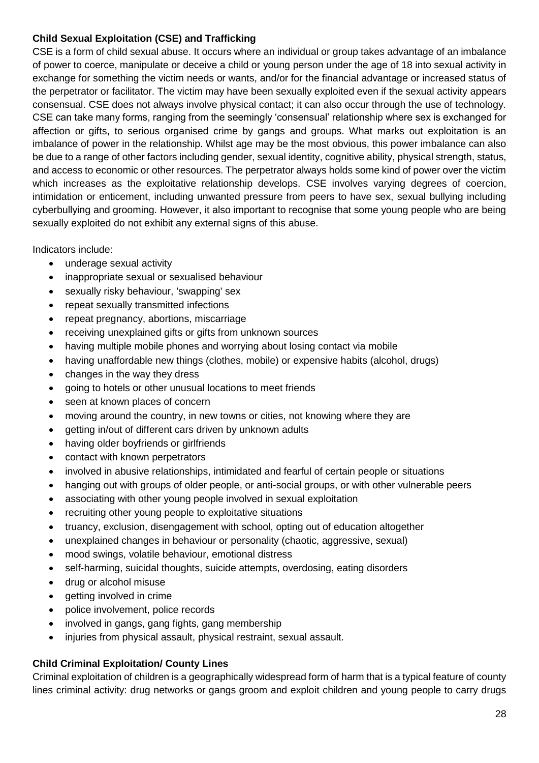**Child Sexual Exploitation (CSE) and Trafficking**

CSE is a form of child sexual abuse. It occurs where an individual or group takes advantage of an imbalance of power to coerce, manipulate or deceive a child or young person under the age of 18 into sexual activity in exchange for something the victim needs or wants, and/or for the financial advantage or increased status of the perpetrator or facilitator. The victim may have been sexually exploited even if the sexual activity appears consensual. CSE does not always involve physical contact; it can also occur through the use of technology. CSE can take many forms, ranging from the seemingly 'consensual' relationship where sex is exchanged for affection or gifts, to serious organised crime by gangs and groups. What marks out exploitation is an imbalance of power in the relationship. Whilst age may be the most obvious, this power imbalance can also be due to a range of other factors including gender, sexual identity, cognitive ability, physical strength, status, and access to economic or other resources. The perpetrator always holds some kind of power over the victim which increases as the exploitative relationship develops. CSE involves varying degrees of coercion, intimidation or enticement, including unwanted pressure from peers to have sex, sexual bullying including cyberbullying and grooming. However, it also important to recognise that some young people who are being sexually exploited do not exhibit any external signs of this abuse.

Indicators include:

- underage sexual activity
- inappropriate sexual or sexualised behaviour
- sexually risky behaviour, 'swapping' sex
- repeat sexually transmitted infections
- repeat pregnancy, abortions, miscarriage
- receiving unexplained gifts or gifts from unknown sources
- having multiple mobile phones and worrying about losing contact via mobile
- having unaffordable new things (clothes, mobile) or expensive habits (alcohol, drugs)
- changes in the way they dress
- going to hotels or other unusual locations to meet friends
- seen at known places of concern
- moving around the country, in new towns or cities, not knowing where they are
- getting in/out of different cars driven by unknown adults
- having older boyfriends or girlfriends
- contact with known perpetrators
- involved in abusive relationships, intimidated and fearful of certain people or situations
- hanging out with groups of older people, or anti-social groups, or with other vulnerable peers
- associating with other young people involved in sexual exploitation
- recruiting other young people to exploitative situations
- truancy, exclusion, disengagement with school, opting out of education altogether
- unexplained changes in behaviour or personality (chaotic, aggressive, sexual)
- mood swings, volatile behaviour, emotional distress
- self-harming, suicidal thoughts, suicide attempts, overdosing, eating disorders
- drug or alcohol misuse
- getting involved in crime
- police involvement, police records
- involved in gangs, gang fights, gang membership
- injuries from physical assault, physical restraint, sexual assault.

**Child Criminal Exploitation/ County Lines**

Criminal exploitation of children is a geographically widespread form of harm that is a typical feature of county lines criminal activity: drug networks or gangs groom and exploit children and young people to carry drugs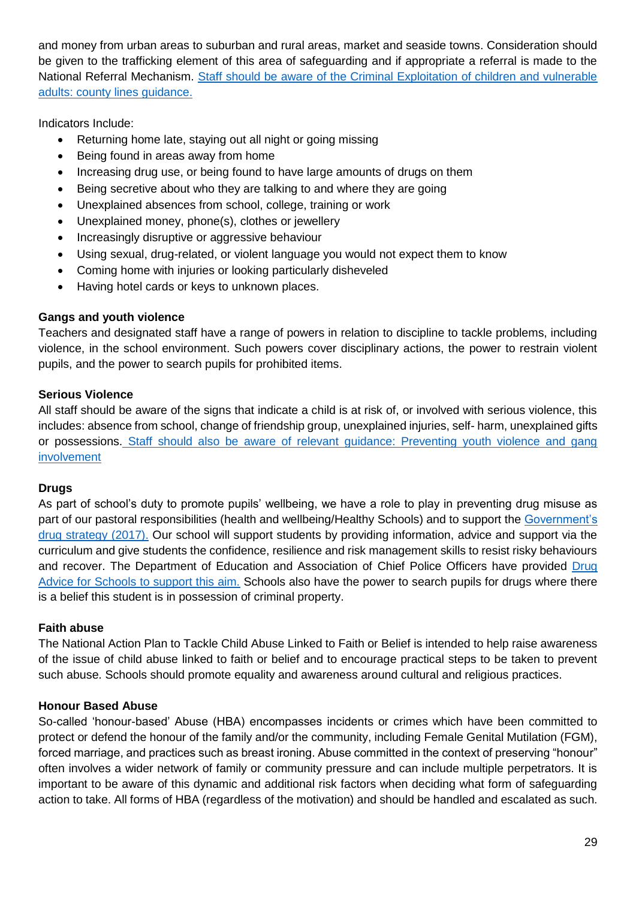and money from urban areas to suburban and rural areas, market and seaside towns. Consideration should be given to the trafficking element of this area of safeguarding and if appropriate a referral is made to the National Referral Mechanism. Staff should be aware of the Criminal Exploitation of children and vulnerable adults: county lines guidance.

Indicators Include:

- Returning home late, staying out all night or going missing
- Being found in areas away from home
- Increasing drug use, or being found to have large amounts of drugs on them
- Being secretive about who they are talking to and where they are going
- Unexplained absences from school, college, training or work
- Unexplained money, phone(s), clothes or jewellery
- Increasingly disruptive or aggressive behaviour
- Using sexual, drug-related, or violent language you would not expect them to know
- Coming home with injuries or looking particularly disheveled
- Having hotel cards or keys to unknown places.

**Gangs and youth violence**

Teachers and designated staff have a range of powers in relation to discipline to tackle problems, including violence, in the school environment. Such powers cover disciplinary actions, the power to restrain violent pupils, and the power to search pupils for prohibited items.

**Serious Violence**

All staff should be aware of the signs that indicate a child is at risk of, or involved with serious violence, this includes: absence from school, change of friendship group, unexplained injuries, self- harm, unexplained gifts or possessions. Staff should also be aware of relevant guidance: Preventing youth violence and gang involvement

**Drugs**

As part of school's duty to promote pupils' wellbeing, we have a role to play in preventing drug misuse as part of our pastoral responsibilities (health and wellbeing/Healthy Schools) and to support the Government's drug strategy (2017). Our school will support students by providing information, advice and support via the curriculum and give students the confidence, resilience and risk management skills to resist risky behaviours and recover. The Department of Education and Association of Chief Police Officers have provided Drug Advice for Schools to support this aim. Schools also have the power to search pupils for drugs where there is a belief this student is in possession of criminal property.

**Faith abuse**

The National Action Plan to Tackle Child Abuse Linked to Faith or Belief is intended to help raise awareness of the issue of child abuse linked to faith or belief and to encourage practical steps to be taken to prevent such abuse. Schools should promote equality and awareness around cultural and religious practices.

**Honour Based Abuse**

So-called 'honour-based' Abuse (HBA) encompasses incidents or crimes which have been committed to protect or defend the honour of the family and/or the community, including Female Genital Mutilation (FGM), forced marriage, and practices such as breast ironing. Abuse committed in the context of preserving "honour" often involves a wider network of family or community pressure and can include multiple perpetrators. It is important to be aware of this dynamic and additional risk factors when deciding what form of safeguarding action to take. All forms of HBA (regardless of the motivation) and should be handled and escalated as such.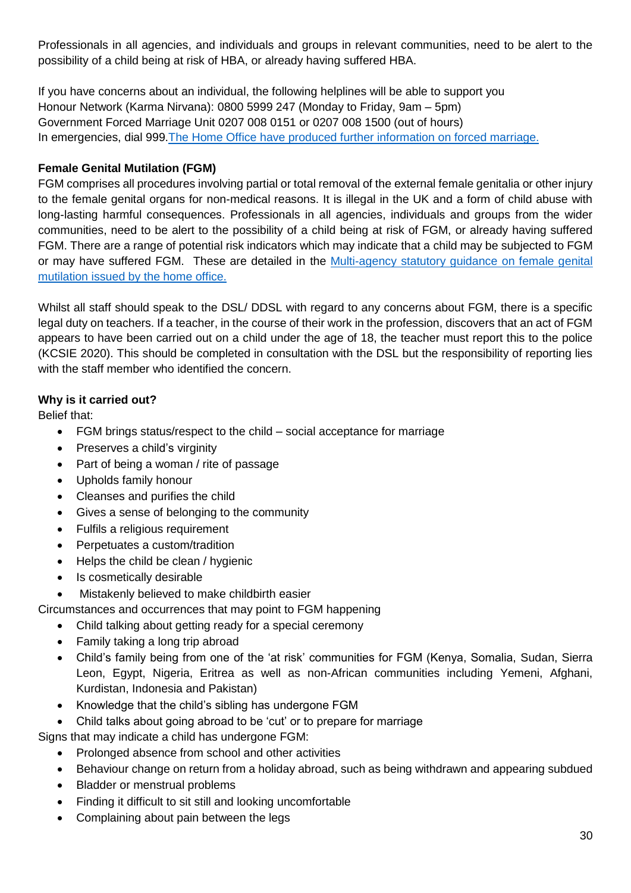Professionals in all agencies, and individuals and groups in relevant communities, need to be alert to the possibility of a child being at risk of HBA, or already having suffered HBA.

If you have concerns about an individual, the following helplines will be able to support you
Honour Network (Karma Nirvana): 0800 5999 247 (Monday to Friday, 9am – 5pm)
Government Forced Marriage Unit 0207 008 0151 or 0207 008 1500 (out of hours)
In emergencies, dial 999.The Home Office have produced further information on forced marriage.

**Female Genital Mutilation (FGM)**

FGM comprises all procedures involving partial or total removal of the external female genitalia or other injury to the female genital organs for non-medical reasons. It is illegal in the UK and a form of child abuse with long-lasting harmful consequences. Professionals in all agencies, individuals and groups from the wider communities, need to be alert to the possibility of a child being at risk of FGM, or already having suffered FGM. There are a range of potential risk indicators which may indicate that a child may be subjected to FGM or may have suffered FGM. These are detailed in the Multi-agency statutory guidance on female genital mutilation issued by the home office.

Whilst all staff should speak to the DSL/ DDSL with regard to any concerns about FGM, there is a specific legal duty on teachers. If a teacher, in the course of their work in the profession, discovers that an act of FGM appears to have been carried out on a child under the age of 18, the teacher must report this to the police (KCSIE 2020). This should be completed in consultation with the DSL but the responsibility of reporting lies with the staff member who identified the concern.

**Why is it carried out?**

Belief that:

- FGM brings status/respect to the child – social acceptance for marriage
- Preserves a child's virginity
- Part of being a woman / rite of passage
- Upholds family honour
- Cleanses and purifies the child
- Gives a sense of belonging to the community
- Fulfils a religious requirement
- Perpetuates a custom/tradition
- Helps the child be clean / hygienic
- Is cosmetically desirable
- Mistakenly believed to make childbirth easier

Circumstances and occurrences that may point to FGM happening

- Child talking about getting ready for a special ceremony
- Family taking a long trip abroad
- Child's family being from one of the 'at risk' communities for FGM (Kenya, Somalia, Sudan, Sierra Leon, Egypt, Nigeria, Eritrea as well as non-African communities including Yemeni, Afghani, Kurdistan, Indonesia and Pakistan)
- Knowledge that the child's sibling has undergone FGM
- Child talks about going abroad to be 'cut' or to prepare for marriage

Signs that may indicate a child has undergone FGM:

- Prolonged absence from school and other activities
- Behaviour change on return from a holiday abroad, such as being withdrawn and appearing subdued
- Bladder or menstrual problems
- Finding it difficult to sit still and looking uncomfortable
- Complaining about pain between the legs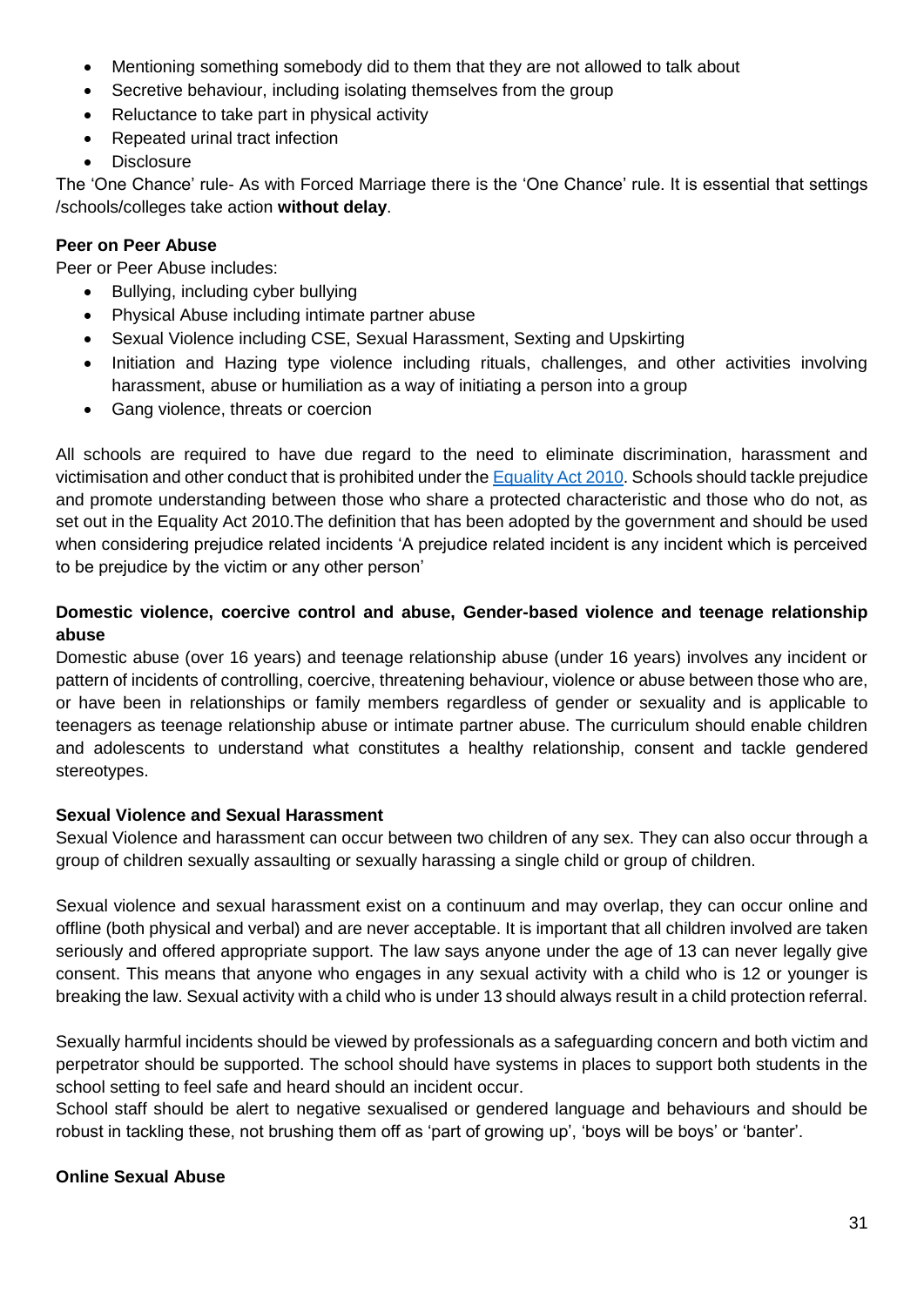- Mentioning something somebody did to them that they are not allowed to talk about
- Secretive behaviour, including isolating themselves from the group
- Reluctance to take part in physical activity
- Repeated urinal tract infection
- Disclosure

The 'One Chance' rule- As with Forced Marriage there is the 'One Chance' rule. It is essential that settings /schools/colleges take action **without delay**.

**Peer on Peer Abuse**

Peer or Peer Abuse includes:

- Bullying, including cyber bullying
- Physical Abuse including intimate partner abuse
- Sexual Violence including CSE, Sexual Harassment, Sexting and Upskirting
- Initiation and Hazing type violence including rituals, challenges, and other activities involving harassment, abuse or humiliation as a way of initiating a person into a group
- Gang violence, threats or coercion

All schools are required to have due regard to the need to eliminate discrimination, harassment and victimisation and other conduct that is prohibited under the Equality Act 2010. Schools should tackle prejudice and promote understanding between those who share a protected characteristic and those who do not, as set out in the Equality Act 2010.The definition that has been adopted by the government and should be used when considering prejudice related incidents 'A prejudice related incident is any incident which is perceived to be prejudice by the victim or any other person'

**Domestic violence, coercive control and abuse, Gender-based violence and teenage relationship abuse**

Domestic abuse (over 16 years) and teenage relationship abuse (under 16 years) involves any incident or pattern of incidents of controlling, coercive, threatening behaviour, violence or abuse between those who are, or have been in relationships or family members regardless of gender or sexuality and is applicable to teenagers as teenage relationship abuse or intimate partner abuse. The curriculum should enable children and adolescents to understand what constitutes a healthy relationship, consent and tackle gendered stereotypes.

**Sexual Violence and Sexual Harassment**

Sexual Violence and harassment can occur between two children of any sex. They can also occur through a group of children sexually assaulting or sexually harassing a single child or group of children.

Sexual violence and sexual harassment exist on a continuum and may overlap, they can occur online and offline (both physical and verbal) and are never acceptable. It is important that all children involved are taken seriously and offered appropriate support. The law says anyone under the age of 13 can never legally give consent. This means that anyone who engages in any sexual activity with a child who is 12 or younger is breaking the law. Sexual activity with a child who is under 13 should always result in a child protection referral.

Sexually harmful incidents should be viewed by professionals as a safeguarding concern and both victim and perpetrator should be supported. The school should have systems in places to support both students in the school setting to feel safe and heard should an incident occur.

School staff should be alert to negative sexualised or gendered language and behaviours and should be robust in tackling these, not brushing them off as 'part of growing up', 'boys will be boys' or 'banter'.

**Online Sexual Abuse**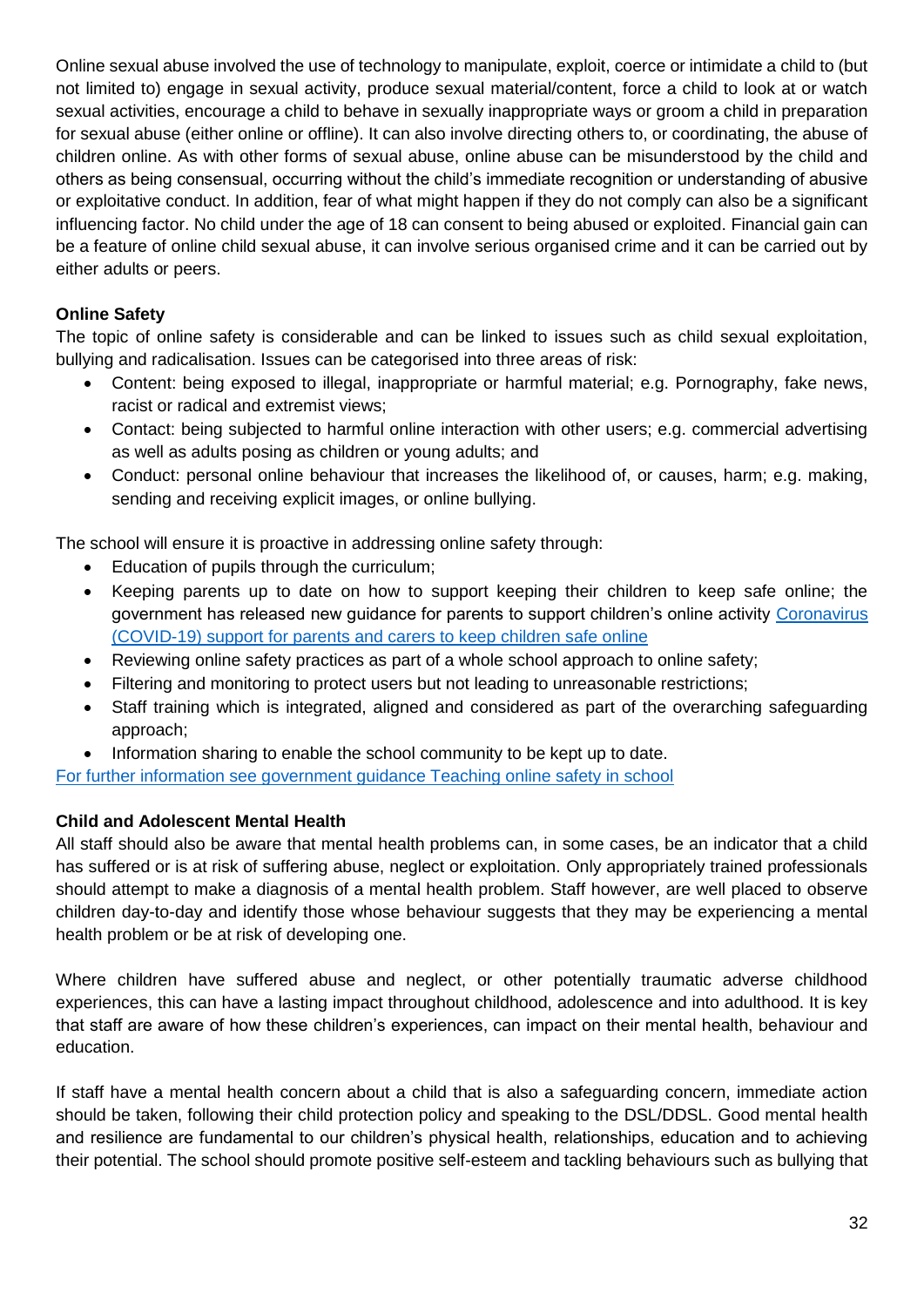Online sexual abuse involved the use of technology to manipulate, exploit, coerce or intimidate a child to (but not limited to) engage in sexual activity, produce sexual material/content, force a child to look at or watch sexual activities, encourage a child to behave in sexually inappropriate ways or groom a child in preparation for sexual abuse (either online or offline). It can also involve directing others to, or coordinating, the abuse of children online. As with other forms of sexual abuse, online abuse can be misunderstood by the child and others as being consensual, occurring without the child's immediate recognition or understanding of abusive or exploitative conduct. In addition, fear of what might happen if they do not comply can also be a significant influencing factor. No child under the age of 18 can consent to being abused or exploited. Financial gain can be a feature of online child sexual abuse, it can involve serious organised crime and it can be carried out by either adults or peers.

**Online Safety**

The topic of online safety is considerable and can be linked to issues such as child sexual exploitation, bullying and radicalisation. Issues can be categorised into three areas of risk:

- Content: being exposed to illegal, inappropriate or harmful material; e.g. Pornography, fake news, racist or radical and extremist views;
- Contact: being subjected to harmful online interaction with other users; e.g. commercial advertising as well as adults posing as children or young adults; and
- Conduct: personal online behaviour that increases the likelihood of, or causes, harm; e.g. making, sending and receiving explicit images, or online bullying.

The school will ensure it is proactive in addressing online safety through:

- Education of pupils through the curriculum;
- Keeping parents up to date on how to support keeping their children to keep safe online; the government has released new guidance for parents to support children's online activity [Coronavirus (COVID-19) support for parents and carers to keep children safe online]
- Reviewing online safety practices as part of a whole school approach to online safety;
- Filtering and monitoring to protect users but not leading to unreasonable restrictions;
- Staff training which is integrated, aligned and considered as part of the overarching safeguarding approach;
- Information sharing to enable the school community to be kept up to date.

[For further information see government guidance Teaching online safety in school]

**Child and Adolescent Mental Health**

All staff should also be aware that mental health problems can, in some cases, be an indicator that a child has suffered or is at risk of suffering abuse, neglect or exploitation. Only appropriately trained professionals should attempt to make a diagnosis of a mental health problem. Staff however, are well placed to observe children day-to-day and identify those whose behaviour suggests that they may be experiencing a mental health problem or be at risk of developing one.

Where children have suffered abuse and neglect, or other potentially traumatic adverse childhood experiences, this can have a lasting impact throughout childhood, adolescence and into adulthood. It is key that staff are aware of how these children's experiences, can impact on their mental health, behaviour and education.

If staff have a mental health concern about a child that is also a safeguarding concern, immediate action should be taken, following their child protection policy and speaking to the DSL/DDSL. Good mental health and resilience are fundamental to our children's physical health, relationships, education and to achieving their potential. The school should promote positive self-esteem and tackling behaviours such as bullying that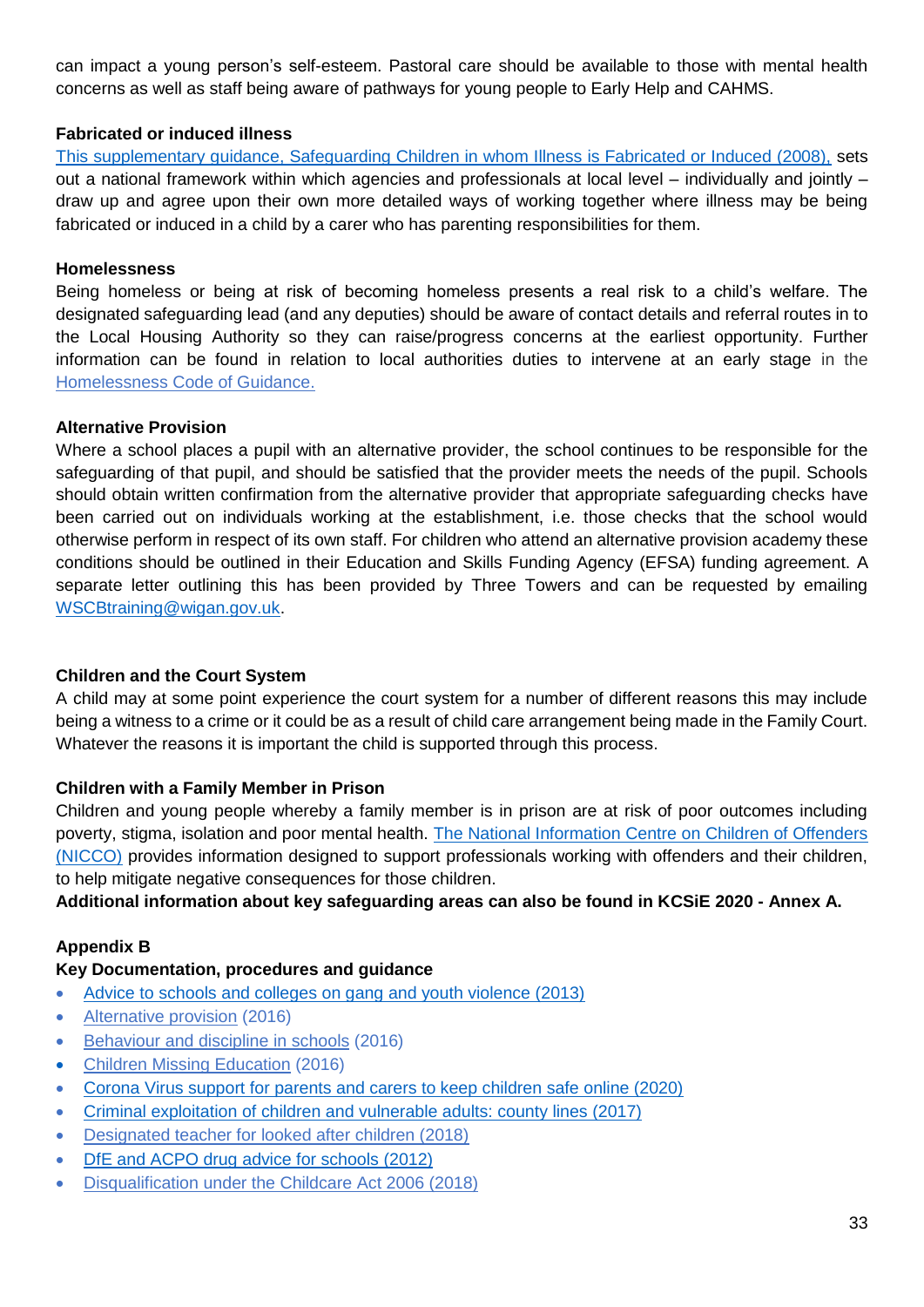can impact a young person's self-esteem. Pastoral care should be available to those with mental health concerns as well as staff being aware of pathways for young people to Early Help and CAHMS.

**Fabricated or induced illness**

This supplementary guidance, Safeguarding Children in whom Illness is Fabricated or Induced (2008), sets out a national framework within which agencies and professionals at local level – individually and jointly – draw up and agree upon their own more detailed ways of working together where illness may be being fabricated or induced in a child by a carer who has parenting responsibilities for them.

**Homelessness**

Being homeless or being at risk of becoming homeless presents a real risk to a child's welfare. The designated safeguarding lead (and any deputies) should be aware of contact details and referral routes in to the Local Housing Authority so they can raise/progress concerns at the earliest opportunity. Further information can be found in relation to local authorities duties to intervene at an early stage in the Homelessness Code of Guidance.

**Alternative Provision**

Where a school places a pupil with an alternative provider, the school continues to be responsible for the safeguarding of that pupil, and should be satisfied that the provider meets the needs of the pupil. Schools should obtain written confirmation from the alternative provider that appropriate safeguarding checks have been carried out on individuals working at the establishment, i.e. those checks that the school would otherwise perform in respect of its own staff. For children who attend an alternative provision academy these conditions should be outlined in their Education and Skills Funding Agency (EFSA) funding agreement. A separate letter outlining this has been provided by Three Towers and can be requested by emailing WSCBtraining@wigan.gov.uk.

**Children and the Court System**

A child may at some point experience the court system for a number of different reasons this may include being a witness to a crime or it could be as a result of child care arrangement being made in the Family Court. Whatever the reasons it is important the child is supported through this process.

**Children with a Family Member in Prison**

Children and young people whereby a family member is in prison are at risk of poor outcomes including poverty, stigma, isolation and poor mental health. The National Information Centre on Children of Offenders (NICCO) provides information designed to support professionals working with offenders and their children, to help mitigate negative consequences for those children.

**Additional information about key safeguarding areas can also be found in KCSiE 2020 - Annex A.**

**Appendix B**

**Key Documentation, procedures and guidance**

- Advice to schools and colleges on gang and youth violence (2013)
- Alternative provision (2016)
- Behaviour and discipline in schools (2016)
- Children Missing Education (2016)
- Corona Virus support for parents and carers to keep children safe online (2020)
- Criminal exploitation of children and vulnerable adults: county lines (2017)
- Designated teacher for looked after children (2018)
- DfE and ACPO drug advice for schools (2012)
- Disqualification under the Childcare Act 2006 (2018)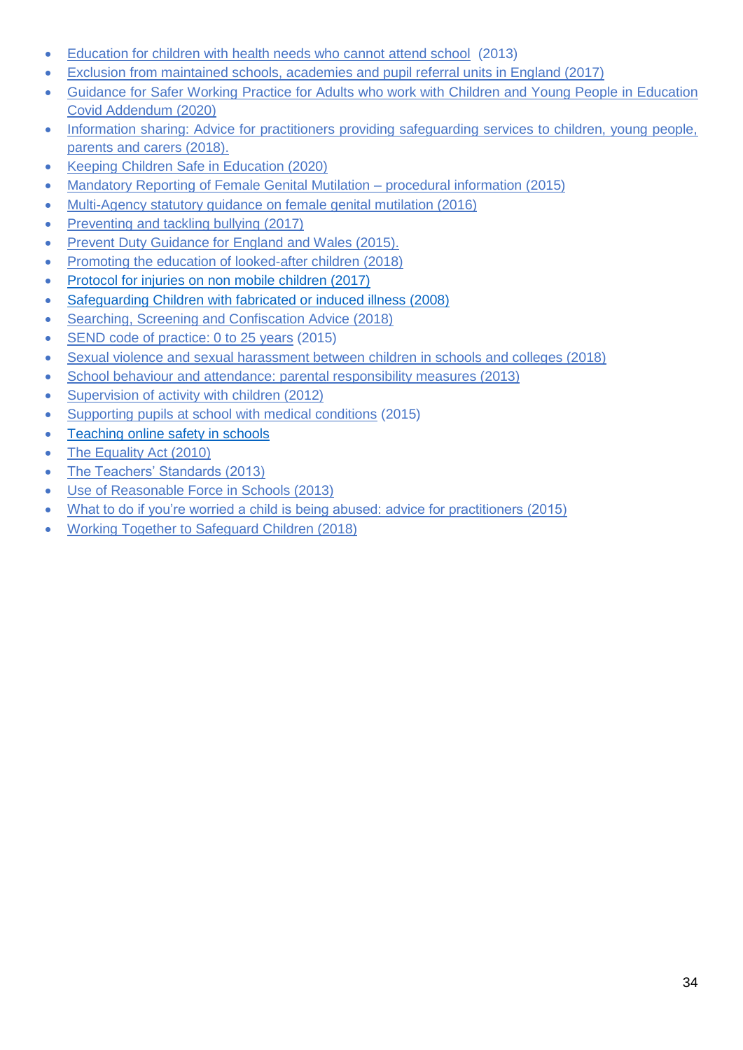- Education for children with health needs who cannot attend school (2013)
- Exclusion from maintained schools, academies and pupil referral units in England (2017)
- Guidance for Safer Working Practice for Adults who work with Children and Young People in Education Covid Addendum (2020)
- Information sharing: Advice for practitioners providing safeguarding services to children, young people, parents and carers (2018).
- Keeping Children Safe in Education (2020)
- Mandatory Reporting of Female Genital Mutilation – procedural information (2015)
- Multi-Agency statutory guidance on female genital mutilation (2016)
- Preventing and tackling bullying (2017)
- Prevent Duty Guidance for England and Wales (2015).
- Promoting the education of looked-after children (2018)
- Protocol for injuries on non mobile children (2017)
- Safeguarding Children with fabricated or induced illness (2008)
- Searching, Screening and Confiscation Advice (2018)
- SEND code of practice: 0 to 25 years (2015)
- Sexual violence and sexual harassment between children in schools and colleges (2018)
- School behaviour and attendance: parental responsibility measures (2013)
- Supervision of activity with children (2012)
- Supporting pupils at school with medical conditions (2015)
- Teaching online safety in schools
- The Equality Act (2010)
- The Teachers' Standards (2013)
- Use of Reasonable Force in Schools (2013)
- What to do if you're worried a child is being abused: advice for practitioners (2015)
- Working Together to Safeguard Children (2018)